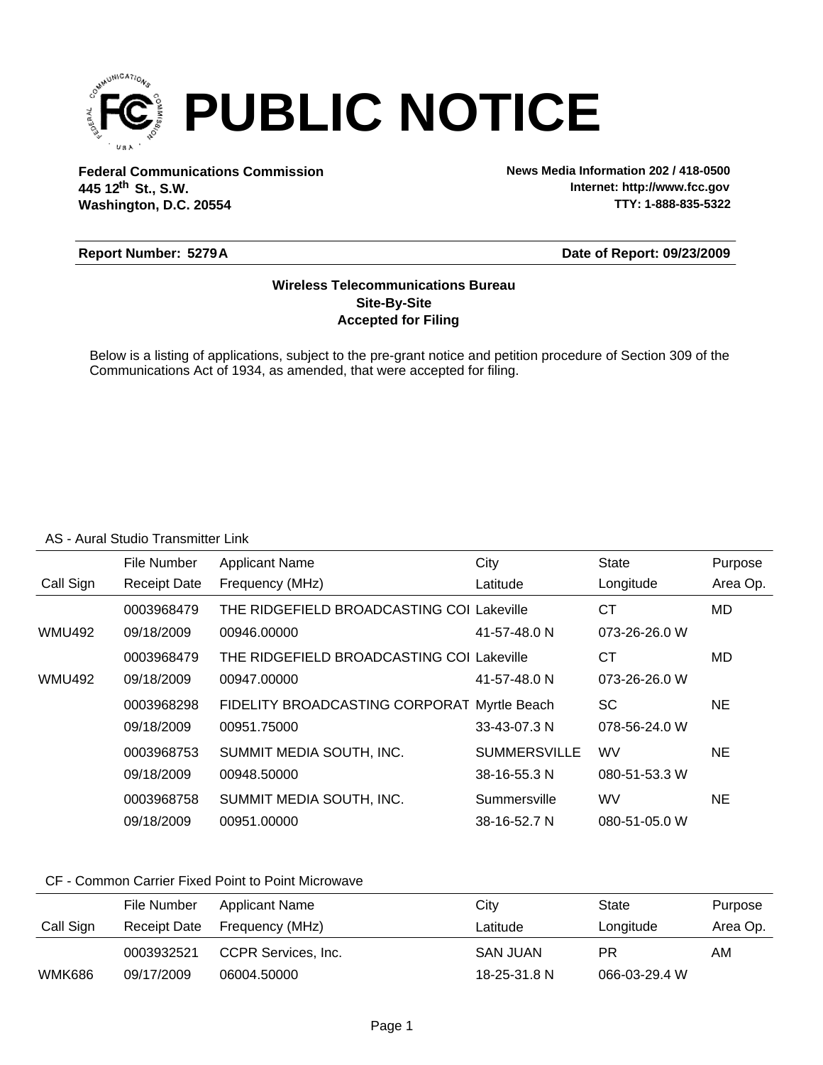# PUBLIC NOTICE

**Federal Communications Commission**
**445 12th St., S.W.**
**Washington, D.C. 20554**

**News Media Information 202 / 418-0500**
**Internet: http://www.fcc.gov**
**TTY: 1-888-835-5322**

**Report Number: 5279A** **Date of Report: 09/23/2009**

**Wireless Telecommunications Bureau**
**Site-By-Site**
**Accepted for Filing**

Below is a listing of applications, subject to the pre-grant notice and petition procedure of Section 309 of the Communications Act of 1934, as amended, that were accepted for filing.

AS - Aural Studio Transmitter Link

| Call Sign | File Number / Receipt Date | Applicant Name / Frequency (MHz) | City / Latitude | State / Longitude | Purpose / Area Op. |
|---|---|---|---|---|---|
| | 0003968479 | THE RIDGEFIELD BROADCASTING COI | Lakeville | CT | MD |
| WMU492 | 09/18/2009 | 00946.00000 | 41-57-48.0 N | 073-26-26.0 W | |
| | 0003968479 | THE RIDGEFIELD BROADCASTING COI | Lakeville | CT | MD |
| WMU492 | 09/18/2009 | 00947.00000 | 41-57-48.0 N | 073-26-26.0 W | |
| | 0003968298 | FIDELITY BROADCASTING CORPORAT | Myrtle Beach | SC | NE |
| | 09/18/2009 | 00951.75000 | 33-43-07.3 N | 078-56-24.0 W | |
| | 0003968753 | SUMMIT MEDIA SOUTH, INC. | SUMMERSVILLE | WV | NE |
| | 09/18/2009 | 00948.50000 | 38-16-55.3 N | 080-51-53.3 W | |
| | 0003968758 | SUMMIT MEDIA SOUTH, INC. | Summersville | WV | NE |
| | 09/18/2009 | 00951.00000 | 38-16-52.7 N | 080-51-05.0 W | |

CF - Common Carrier Fixed Point to Point Microwave

| Call Sign | File Number / Receipt Date | Applicant Name / Frequency (MHz) | City / Latitude | State / Longitude | Purpose / Area Op. |
|---|---|---|---|---|---|
| | 0003932521 | CCPR Services, Inc. | SAN JUAN | PR | AM |
| WMK686 | 09/17/2009 | 06004.50000 | 18-25-31.8 N | 066-03-29.4 W | |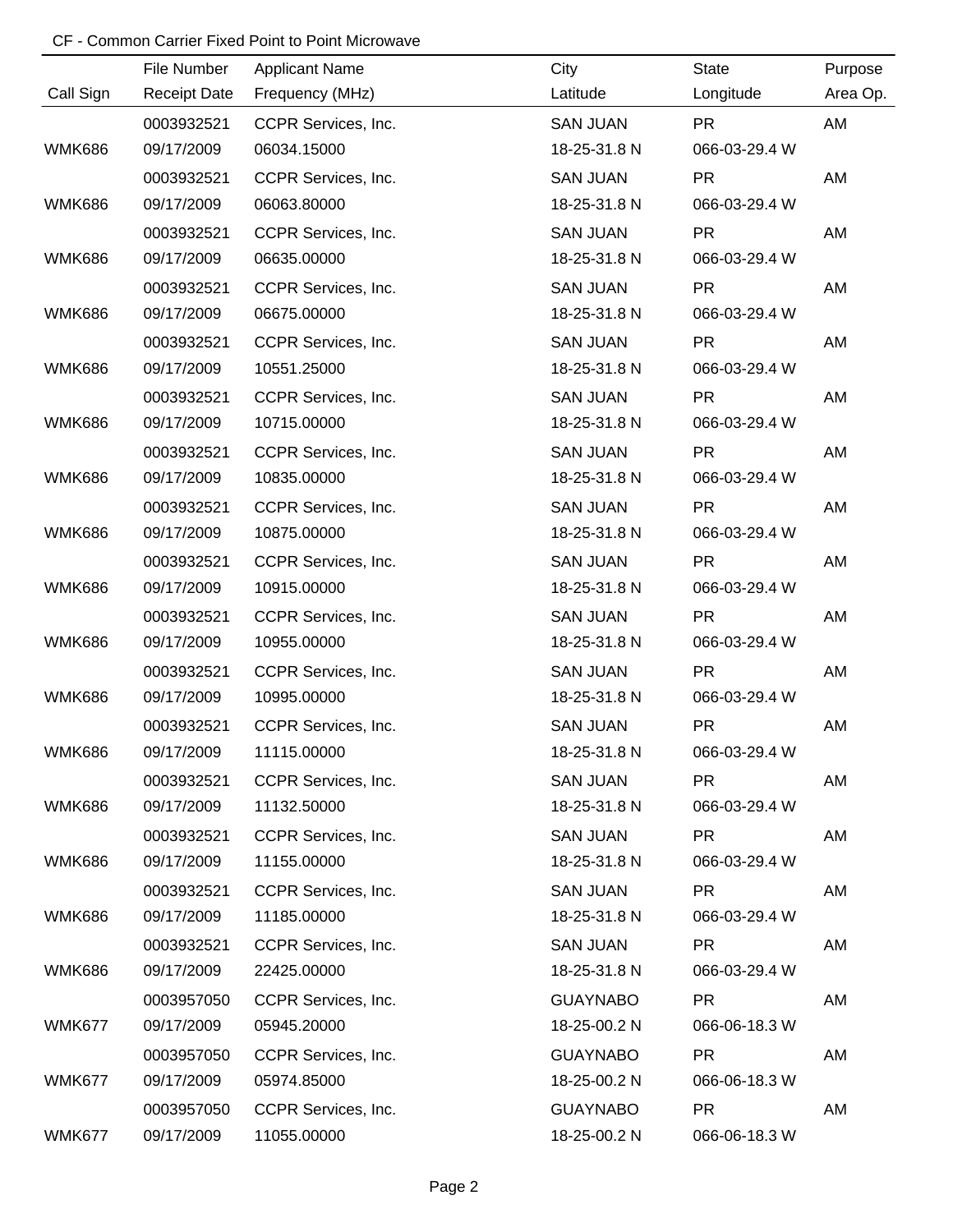CF - Common Carrier Fixed Point to Point Microwave

| Call Sign | File Number / Receipt Date | Applicant Name / Frequency (MHz) | City / Latitude | State / Longitude | Purpose / Area Op. |
|---|---|---|---|---|---|
| | 0003932521 | CCPR Services, Inc. | SAN JUAN | PR | AM |
| WMK686 | 09/17/2009 | 06034.15000 | 18-25-31.8 N | 066-03-29.4 W | |
| | 0003932521 | CCPR Services, Inc. | SAN JUAN | PR | AM |
| WMK686 | 09/17/2009 | 06063.80000 | 18-25-31.8 N | 066-03-29.4 W | |
| | 0003932521 | CCPR Services, Inc. | SAN JUAN | PR | AM |
| WMK686 | 09/17/2009 | 06635.00000 | 18-25-31.8 N | 066-03-29.4 W | |
| | 0003932521 | CCPR Services, Inc. | SAN JUAN | PR | AM |
| WMK686 | 09/17/2009 | 06675.00000 | 18-25-31.8 N | 066-03-29.4 W | |
| | 0003932521 | CCPR Services, Inc. | SAN JUAN | PR | AM |
| WMK686 | 09/17/2009 | 10551.25000 | 18-25-31.8 N | 066-03-29.4 W | |
| | 0003932521 | CCPR Services, Inc. | SAN JUAN | PR | AM |
| WMK686 | 09/17/2009 | 10715.00000 | 18-25-31.8 N | 066-03-29.4 W | |
| | 0003932521 | CCPR Services, Inc. | SAN JUAN | PR | AM |
| WMK686 | 09/17/2009 | 10835.00000 | 18-25-31.8 N | 066-03-29.4 W | |
| | 0003932521 | CCPR Services, Inc. | SAN JUAN | PR | AM |
| WMK686 | 09/17/2009 | 10875.00000 | 18-25-31.8 N | 066-03-29.4 W | |
| | 0003932521 | CCPR Services, Inc. | SAN JUAN | PR | AM |
| WMK686 | 09/17/2009 | 10915.00000 | 18-25-31.8 N | 066-03-29.4 W | |
| | 0003932521 | CCPR Services, Inc. | SAN JUAN | PR | AM |
| WMK686 | 09/17/2009 | 10955.00000 | 18-25-31.8 N | 066-03-29.4 W | |
| | 0003932521 | CCPR Services, Inc. | SAN JUAN | PR | AM |
| WMK686 | 09/17/2009 | 10995.00000 | 18-25-31.8 N | 066-03-29.4 W | |
| | 0003932521 | CCPR Services, Inc. | SAN JUAN | PR | AM |
| WMK686 | 09/17/2009 | 11115.00000 | 18-25-31.8 N | 066-03-29.4 W | |
| | 0003932521 | CCPR Services, Inc. | SAN JUAN | PR | AM |
| WMK686 | 09/17/2009 | 11132.50000 | 18-25-31.8 N | 066-03-29.4 W | |
| | 0003932521 | CCPR Services, Inc. | SAN JUAN | PR | AM |
| WMK686 | 09/17/2009 | 11155.00000 | 18-25-31.8 N | 066-03-29.4 W | |
| | 0003932521 | CCPR Services, Inc. | SAN JUAN | PR | AM |
| WMK686 | 09/17/2009 | 11185.00000 | 18-25-31.8 N | 066-03-29.4 W | |
| | 0003932521 | CCPR Services, Inc. | SAN JUAN | PR | AM |
| WMK686 | 09/17/2009 | 22425.00000 | 18-25-31.8 N | 066-03-29.4 W | |
| | 0003957050 | CCPR Services, Inc. | GUAYNABO | PR | AM |
| WMK677 | 09/17/2009 | 05945.20000 | 18-25-00.2 N | 066-06-18.3 W | |
| | 0003957050 | CCPR Services, Inc. | GUAYNABO | PR | AM |
| WMK677 | 09/17/2009 | 05974.85000 | 18-25-00.2 N | 066-06-18.3 W | |
| | 0003957050 | CCPR Services, Inc. | GUAYNABO | PR | AM |
| WMK677 | 09/17/2009 | 11055.00000 | 18-25-00.2 N | 066-06-18.3 W | |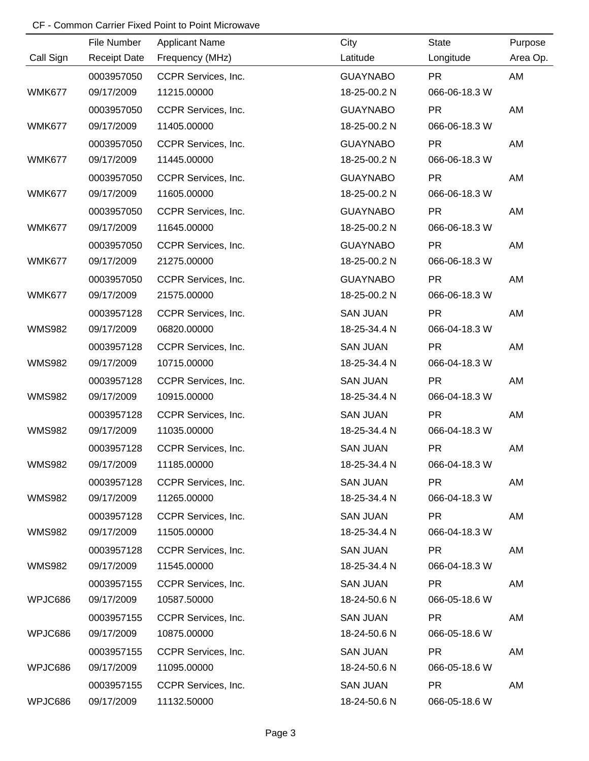CF - Common Carrier Fixed Point to Point Microwave

| Call Sign | File Number<br>Receipt Date | Applicant Name<br>Frequency (MHz) | City<br>Latitude | State<br>Longitude | Purpose<br>Area Op. |
|---|---|---|---|---|---|
| WMK677 | 0003957050<br>09/17/2009 | CCPR Services, Inc.<br>11215.00000 | GUAYNABO<br>18-25-00.2 N | PR<br>066-06-18.3 W | AM |
| WMK677 | 0003957050<br>09/17/2009 | CCPR Services, Inc.<br>11405.00000 | GUAYNABO<br>18-25-00.2 N | PR<br>066-06-18.3 W | AM |
| WMK677 | 0003957050<br>09/17/2009 | CCPR Services, Inc.<br>11445.00000 | GUAYNABO<br>18-25-00.2 N | PR<br>066-06-18.3 W | AM |
| WMK677 | 0003957050<br>09/17/2009 | CCPR Services, Inc.<br>11605.00000 | GUAYNABO<br>18-25-00.2 N | PR<br>066-06-18.3 W | AM |
| WMK677 | 0003957050<br>09/17/2009 | CCPR Services, Inc.<br>11645.00000 | GUAYNABO<br>18-25-00.2 N | PR<br>066-06-18.3 W | AM |
| WMK677 | 0003957050<br>09/17/2009 | CCPR Services, Inc.<br>21275.00000 | GUAYNABO<br>18-25-00.2 N | PR<br>066-06-18.3 W | AM |
| WMK677 | 0003957050<br>09/17/2009 | CCPR Services, Inc.<br>21575.00000 | GUAYNABO<br>18-25-00.2 N | PR<br>066-06-18.3 W | AM |
| WMS982 | 0003957128<br>09/17/2009 | CCPR Services, Inc.<br>06820.00000 | SAN JUAN<br>18-25-34.4 N | PR<br>066-04-18.3 W | AM |
| WMS982 | 0003957128<br>09/17/2009 | CCPR Services, Inc.<br>10715.00000 | SAN JUAN<br>18-25-34.4 N | PR<br>066-04-18.3 W | AM |
| WMS982 | 0003957128<br>09/17/2009 | CCPR Services, Inc.<br>10915.00000 | SAN JUAN<br>18-25-34.4 N | PR<br>066-04-18.3 W | AM |
| WMS982 | 0003957128<br>09/17/2009 | CCPR Services, Inc.<br>11035.00000 | SAN JUAN<br>18-25-34.4 N | PR<br>066-04-18.3 W | AM |
| WMS982 | 0003957128<br>09/17/2009 | CCPR Services, Inc.<br>11185.00000 | SAN JUAN<br>18-25-34.4 N | PR<br>066-04-18.3 W | AM |
| WMS982 | 0003957128<br>09/17/2009 | CCPR Services, Inc.<br>11265.00000 | SAN JUAN<br>18-25-34.4 N | PR<br>066-04-18.3 W | AM |
| WMS982 | 0003957128<br>09/17/2009 | CCPR Services, Inc.<br>11505.00000 | SAN JUAN<br>18-25-34.4 N | PR<br>066-04-18.3 W | AM |
| WMS982 | 0003957128<br>09/17/2009 | CCPR Services, Inc.<br>11545.00000 | SAN JUAN<br>18-25-34.4 N | PR<br>066-04-18.3 W | AM |
| WPJC686 | 0003957155<br>09/17/2009 | CCPR Services, Inc.<br>10587.50000 | SAN JUAN<br>18-24-50.6 N | PR<br>066-05-18.6 W | AM |
| WPJC686 | 0003957155<br>09/17/2009 | CCPR Services, Inc.<br>10875.00000 | SAN JUAN<br>18-24-50.6 N | PR<br>066-05-18.6 W | AM |
| WPJC686 | 0003957155<br>09/17/2009 | CCPR Services, Inc.<br>11095.00000 | SAN JUAN<br>18-24-50.6 N | PR<br>066-05-18.6 W | AM |
| WPJC686 | 0003957155<br>09/17/2009 | CCPR Services, Inc.<br>11132.50000 | SAN JUAN<br>18-24-50.6 N | PR<br>066-05-18.6 W | AM |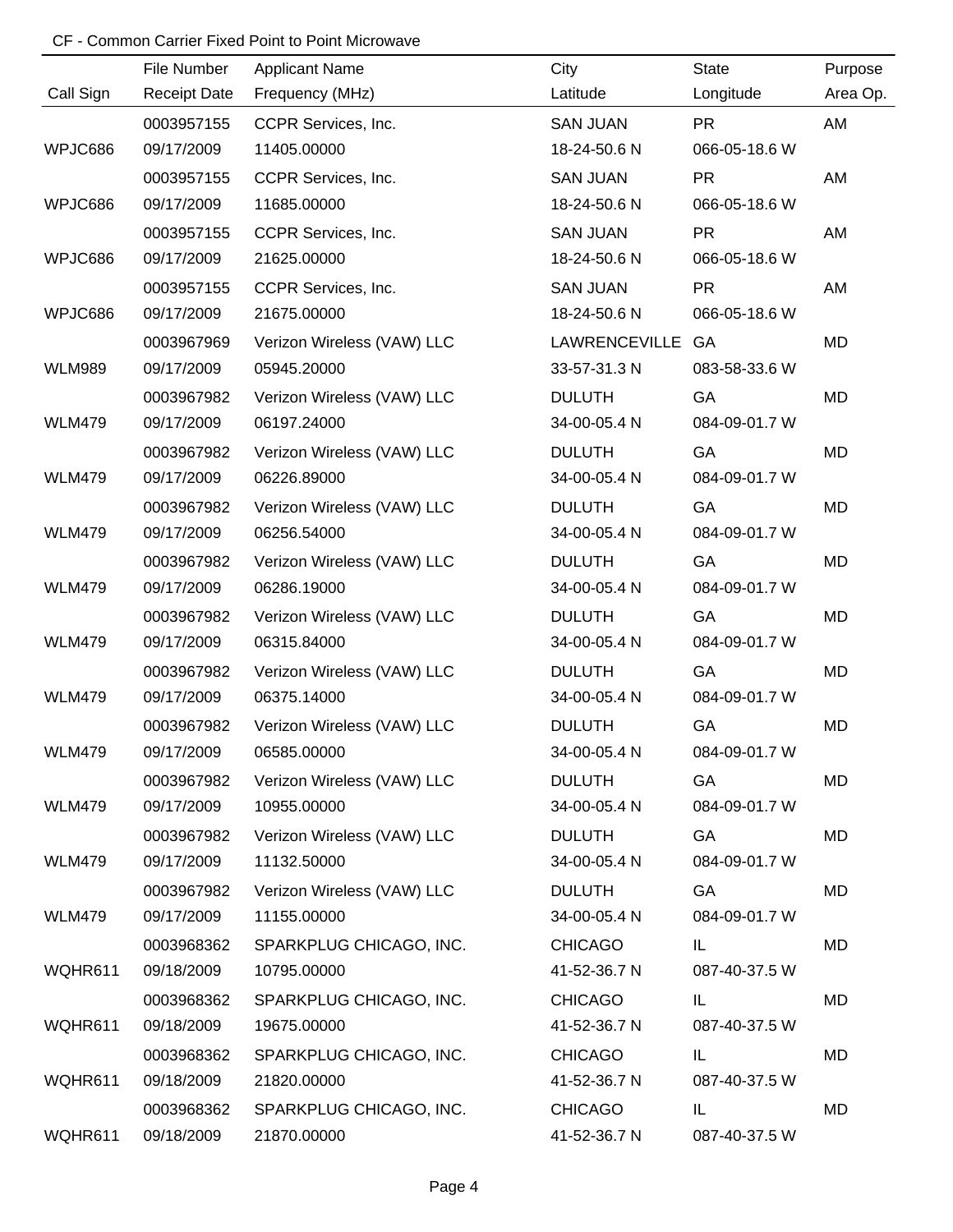CF - Common Carrier Fixed Point to Point Microwave

| Call Sign | File Number / Receipt Date | Applicant Name / Frequency (MHz) | City / Latitude | State / Longitude | Purpose / Area Op. |
|---|---|---|---|---|---|
| | 0003957155 | CCPR Services, Inc. | SAN JUAN | PR | AM |
| WPJC686 | 09/17/2009 | 11405.00000 | 18-24-50.6 N | 066-05-18.6 W | |
| | 0003957155 | CCPR Services, Inc. | SAN JUAN | PR | AM |
| WPJC686 | 09/17/2009 | 11685.00000 | 18-24-50.6 N | 066-05-18.6 W | |
| | 0003957155 | CCPR Services, Inc. | SAN JUAN | PR | AM |
| WPJC686 | 09/17/2009 | 21625.00000 | 18-24-50.6 N | 066-05-18.6 W | |
| | 0003957155 | CCPR Services, Inc. | SAN JUAN | PR | AM |
| WPJC686 | 09/17/2009 | 21675.00000 | 18-24-50.6 N | 066-05-18.6 W | |
| | 0003967969 | Verizon Wireless (VAW) LLC | LAWRENCEVILLE | GA | MD |
| WLM989 | 09/17/2009 | 05945.20000 | 33-57-31.3 N | 083-58-33.6 W | |
| | 0003967982 | Verizon Wireless (VAW) LLC | DULUTH | GA | MD |
| WLM479 | 09/17/2009 | 06197.24000 | 34-00-05.4 N | 084-09-01.7 W | |
| | 0003967982 | Verizon Wireless (VAW) LLC | DULUTH | GA | MD |
| WLM479 | 09/17/2009 | 06226.89000 | 34-00-05.4 N | 084-09-01.7 W | |
| | 0003967982 | Verizon Wireless (VAW) LLC | DULUTH | GA | MD |
| WLM479 | 09/17/2009 | 06256.54000 | 34-00-05.4 N | 084-09-01.7 W | |
| | 0003967982 | Verizon Wireless (VAW) LLC | DULUTH | GA | MD |
| WLM479 | 09/17/2009 | 06286.19000 | 34-00-05.4 N | 084-09-01.7 W | |
| | 0003967982 | Verizon Wireless (VAW) LLC | DULUTH | GA | MD |
| WLM479 | 09/17/2009 | 06315.84000 | 34-00-05.4 N | 084-09-01.7 W | |
| | 0003967982 | Verizon Wireless (VAW) LLC | DULUTH | GA | MD |
| WLM479 | 09/17/2009 | 06375.14000 | 34-00-05.4 N | 084-09-01.7 W | |
| | 0003967982 | Verizon Wireless (VAW) LLC | DULUTH | GA | MD |
| WLM479 | 09/17/2009 | 06585.00000 | 34-00-05.4 N | 084-09-01.7 W | |
| | 0003967982 | Verizon Wireless (VAW) LLC | DULUTH | GA | MD |
| WLM479 | 09/17/2009 | 10955.00000 | 34-00-05.4 N | 084-09-01.7 W | |
| | 0003967982 | Verizon Wireless (VAW) LLC | DULUTH | GA | MD |
| WLM479 | 09/17/2009 | 11132.50000 | 34-00-05.4 N | 084-09-01.7 W | |
| | 0003967982 | Verizon Wireless (VAW) LLC | DULUTH | GA | MD |
| WLM479 | 09/17/2009 | 11155.00000 | 34-00-05.4 N | 084-09-01.7 W | |
| | 0003968362 | SPARKPLUG CHICAGO, INC. | CHICAGO | IL | MD |
| WQHR611 | 09/18/2009 | 10795.00000 | 41-52-36.7 N | 087-40-37.5 W | |
| | 0003968362 | SPARKPLUG CHICAGO, INC. | CHICAGO | IL | MD |
| WQHR611 | 09/18/2009 | 19675.00000 | 41-52-36.7 N | 087-40-37.5 W | |
| | 0003968362 | SPARKPLUG CHICAGO, INC. | CHICAGO | IL | MD |
| WQHR611 | 09/18/2009 | 21820.00000 | 41-52-36.7 N | 087-40-37.5 W | |
| | 0003968362 | SPARKPLUG CHICAGO, INC. | CHICAGO | IL | MD |
| WQHR611 | 09/18/2009 | 21870.00000 | 41-52-36.7 N | 087-40-37.5 W | |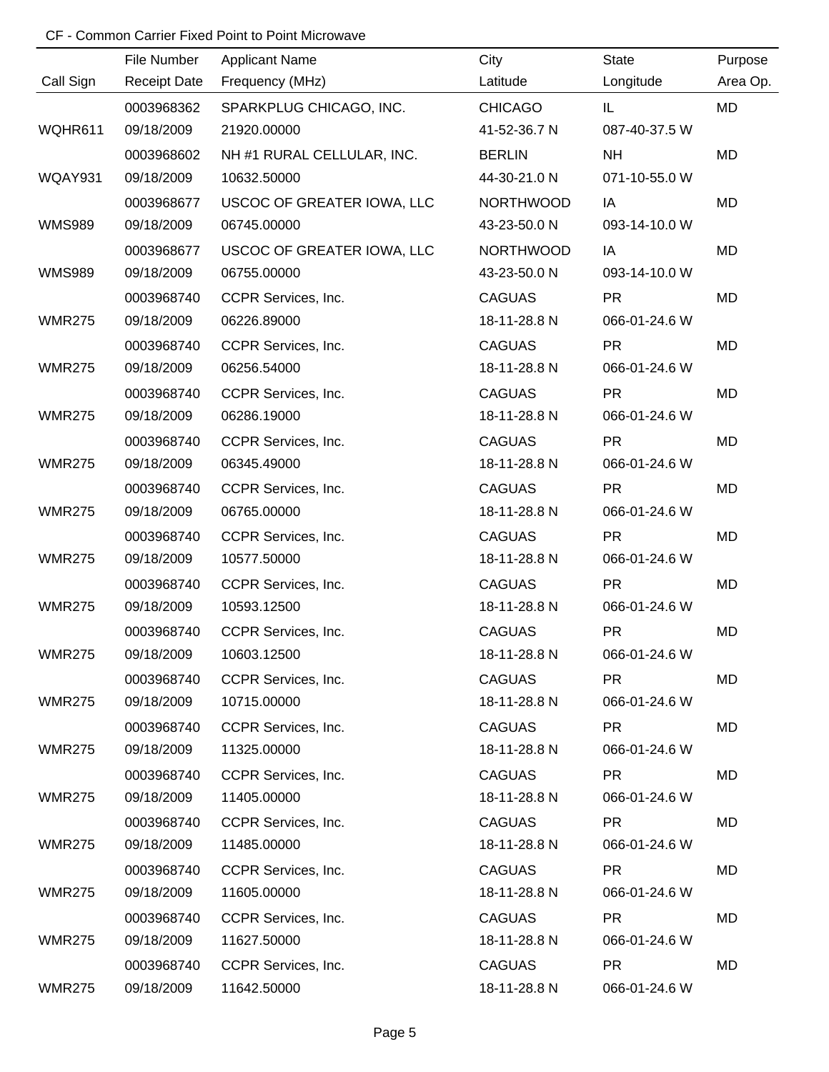CF - Common Carrier Fixed Point to Point Microwave

| Call Sign | File Number<br>Receipt Date | Applicant Name<br>Frequency (MHz) | City<br>Latitude | State<br>Longitude | Purpose<br>Area Op. |
|---|---|---|---|---|---|
| WQHR611 | 0003968362<br>09/18/2009 | SPARKPLUG CHICAGO, INC.<br>21920.00000 | CHICAGO<br>41-52-36.7 N | IL<br>087-40-37.5 W | MD |
| WQAY931 | 0003968602<br>09/18/2009 | NH #1 RURAL CELLULAR, INC.<br>10632.50000 | BERLIN<br>44-30-21.0 N | NH<br>071-10-55.0 W | MD |
| WMS989 | 0003968677<br>09/18/2009 | USCOC OF GREATER IOWA, LLC<br>06745.00000 | NORTHWOOD<br>43-23-50.0 N | IA<br>093-14-10.0 W | MD |
| WMS989 | 0003968677<br>09/18/2009 | USCOC OF GREATER IOWA, LLC<br>06755.00000 | NORTHWOOD<br>43-23-50.0 N | IA<br>093-14-10.0 W | MD |
| WMR275 | 0003968740<br>09/18/2009 | CCPR Services, Inc.<br>06226.89000 | CAGUAS<br>18-11-28.8 N | PR<br>066-01-24.6 W | MD |
| WMR275 | 0003968740<br>09/18/2009 | CCPR Services, Inc.<br>06256.54000 | CAGUAS<br>18-11-28.8 N | PR<br>066-01-24.6 W | MD |
| WMR275 | 0003968740<br>09/18/2009 | CCPR Services, Inc.<br>06286.19000 | CAGUAS<br>18-11-28.8 N | PR<br>066-01-24.6 W | MD |
| WMR275 | 0003968740<br>09/18/2009 | CCPR Services, Inc.<br>06345.49000 | CAGUAS<br>18-11-28.8 N | PR<br>066-01-24.6 W | MD |
| WMR275 | 0003968740<br>09/18/2009 | CCPR Services, Inc.<br>06765.00000 | CAGUAS<br>18-11-28.8 N | PR<br>066-01-24.6 W | MD |
| WMR275 | 0003968740<br>09/18/2009 | CCPR Services, Inc.<br>10577.50000 | CAGUAS<br>18-11-28.8 N | PR<br>066-01-24.6 W | MD |
| WMR275 | 0003968740<br>09/18/2009 | CCPR Services, Inc.<br>10593.12500 | CAGUAS<br>18-11-28.8 N | PR<br>066-01-24.6 W | MD |
| WMR275 | 0003968740<br>09/18/2009 | CCPR Services, Inc.<br>10603.12500 | CAGUAS<br>18-11-28.8 N | PR<br>066-01-24.6 W | MD |
| WMR275 | 0003968740<br>09/18/2009 | CCPR Services, Inc.<br>10715.00000 | CAGUAS<br>18-11-28.8 N | PR<br>066-01-24.6 W | MD |
| WMR275 | 0003968740<br>09/18/2009 | CCPR Services, Inc.<br>11325.00000 | CAGUAS<br>18-11-28.8 N | PR<br>066-01-24.6 W | MD |
| WMR275 | 0003968740<br>09/18/2009 | CCPR Services, Inc.<br>11405.00000 | CAGUAS<br>18-11-28.8 N | PR<br>066-01-24.6 W | MD |
| WMR275 | 0003968740<br>09/18/2009 | CCPR Services, Inc.<br>11485.00000 | CAGUAS<br>18-11-28.8 N | PR<br>066-01-24.6 W | MD |
| WMR275 | 0003968740<br>09/18/2009 | CCPR Services, Inc.<br>11605.00000 | CAGUAS<br>18-11-28.8 N | PR<br>066-01-24.6 W | MD |
| WMR275 | 0003968740<br>09/18/2009 | CCPR Services, Inc.<br>11627.50000 | CAGUAS<br>18-11-28.8 N | PR<br>066-01-24.6 W | MD |
| WMR275 | 0003968740<br>09/18/2009 | CCPR Services, Inc.<br>11642.50000 | CAGUAS<br>18-11-28.8 N | PR<br>066-01-24.6 W | MD |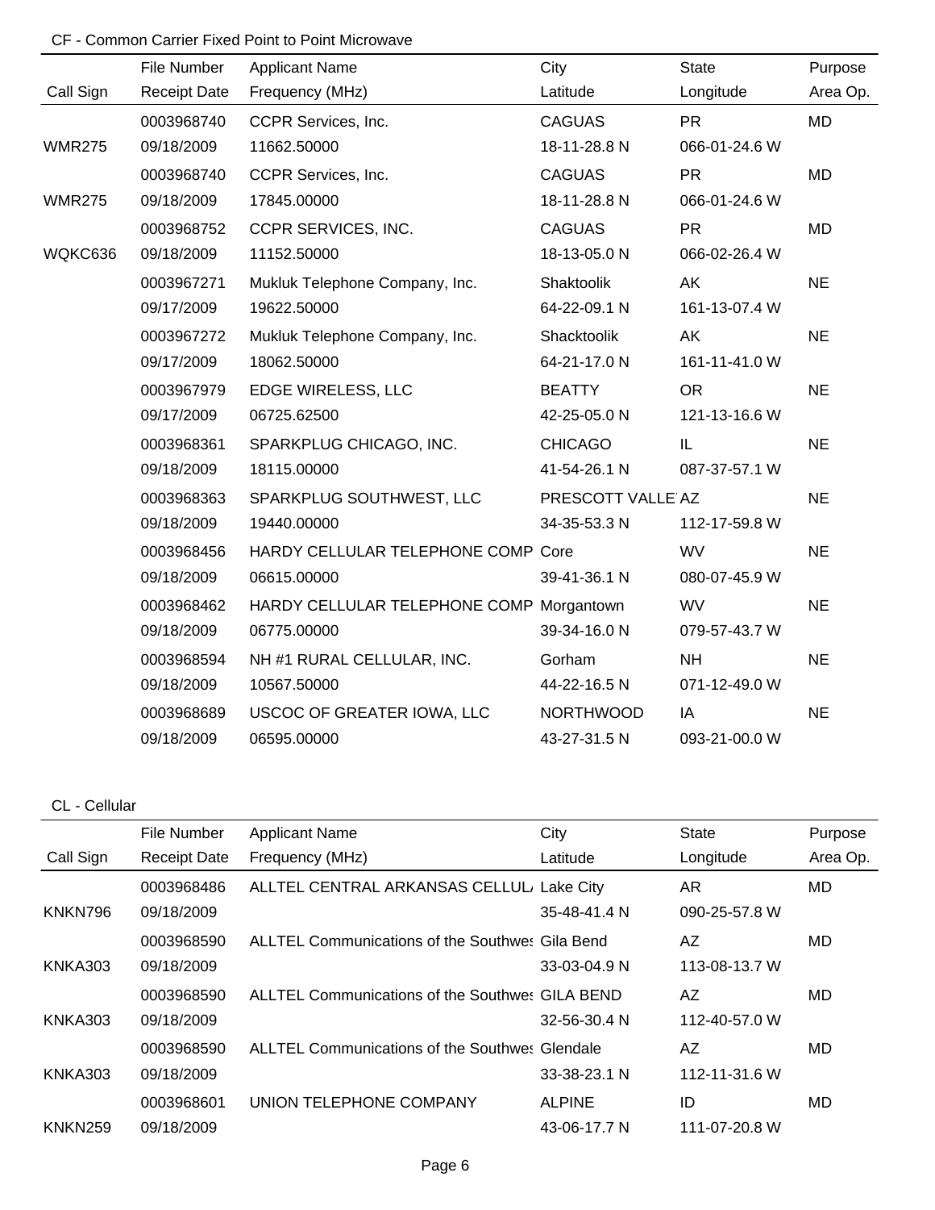CF - Common Carrier Fixed Point to Point Microwave

| Call Sign | File Number<br>Receipt Date | Applicant Name<br>Frequency (MHz) | City<br>Latitude | State<br>Longitude | Purpose<br>Area Op. |
|---|---|---|---|---|---|
| WMR275 | 0003968740<br>09/18/2009 | CCPR Services, Inc.<br>11662.50000 | CAGUAS<br>18-11-28.8 N | PR<br>066-01-24.6 W | MD |
| WMR275 | 0003968740<br>09/18/2009 | CCPR Services, Inc.<br>17845.00000 | CAGUAS<br>18-11-28.8 N | PR<br>066-01-24.6 W | MD |
| WQKC636 | 0003968752<br>09/18/2009 | CCPR SERVICES, INC.<br>11152.50000 | CAGUAS<br>18-13-05.0 N | PR<br>066-02-26.4 W | MD |
| | 0003967271<br>09/17/2009 | Mukluk Telephone Company, Inc.<br>19622.50000 | Shaktoolik<br>64-22-09.1 N | AK<br>161-13-07.4 W | NE |
| | 0003967272<br>09/17/2009 | Mukluk Telephone Company, Inc.<br>18062.50000 | Shacktoolik<br>64-21-17.0 N | AK<br>161-11-41.0 W | NE |
| | 0003967979<br>09/17/2009 | EDGE WIRELESS, LLC<br>06725.62500 | BEATTY<br>42-25-05.0 N | OR<br>121-13-16.6 W | NE |
| | 0003968361<br>09/18/2009 | SPARKPLUG CHICAGO, INC.<br>18115.00000 | CHICAGO<br>41-54-26.1 N | IL<br>087-37-57.1 W | NE |
| | 0003968363<br>09/18/2009 | SPARKPLUG SOUTHWEST, LLC<br>19440.00000 | PRESCOTT VALLE<br>34-35-53.3 N | AZ<br>112-17-59.8 W | NE |
| | 0003968456<br>09/18/2009 | HARDY CELLULAR TELEPHONE COMP<br>06615.00000 | Core<br>39-41-36.1 N | WV<br>080-07-45.9 W | NE |
| | 0003968462<br>09/18/2009 | HARDY CELLULAR TELEPHONE COMP<br>06775.00000 | Morgantown<br>39-34-16.0 N | WV<br>079-57-43.7 W | NE |
| | 0003968594<br>09/18/2009 | NH #1 RURAL CELLULAR, INC.<br>10567.50000 | Gorham<br>44-22-16.5 N | NH<br>071-12-49.0 W | NE |
| | 0003968689<br>09/18/2009 | USCOC OF GREATER IOWA, LLC<br>06595.00000 | NORTHWOOD<br>43-27-31.5 N | IA<br>093-21-00.0 W | NE |

CL - Cellular

| Call Sign | File Number<br>Receipt Date | Applicant Name<br>Frequency (MHz) | City<br>Latitude | State<br>Longitude | Purpose<br>Area Op. |
|---|---|---|---|---|---|
| KNKN796 | 0003968486<br>09/18/2009 | ALLTEL CENTRAL ARKANSAS CELLUL | Lake City<br>35-48-41.4 N | AR<br>090-25-57.8 W | MD |
| KNKA303 | 0003968590<br>09/18/2009 | ALLTEL Communications of the Southwes | Gila Bend<br>33-03-04.9 N | AZ<br>113-08-13.7 W | MD |
| KNKA303 | 0003968590<br>09/18/2009 | ALLTEL Communications of the Southwes | GILA BEND<br>32-56-30.4 N | AZ<br>112-40-57.0 W | MD |
| KNKA303 | 0003968590<br>09/18/2009 | ALLTEL Communications of the Southwes | Glendale<br>33-38-23.1 N | AZ<br>112-11-31.6 W | MD |
| KNKN259 | 0003968601<br>09/18/2009 | UNION TELEPHONE COMPANY | ALPINE<br>43-06-17.7 N | ID<br>111-07-20.8 W | MD |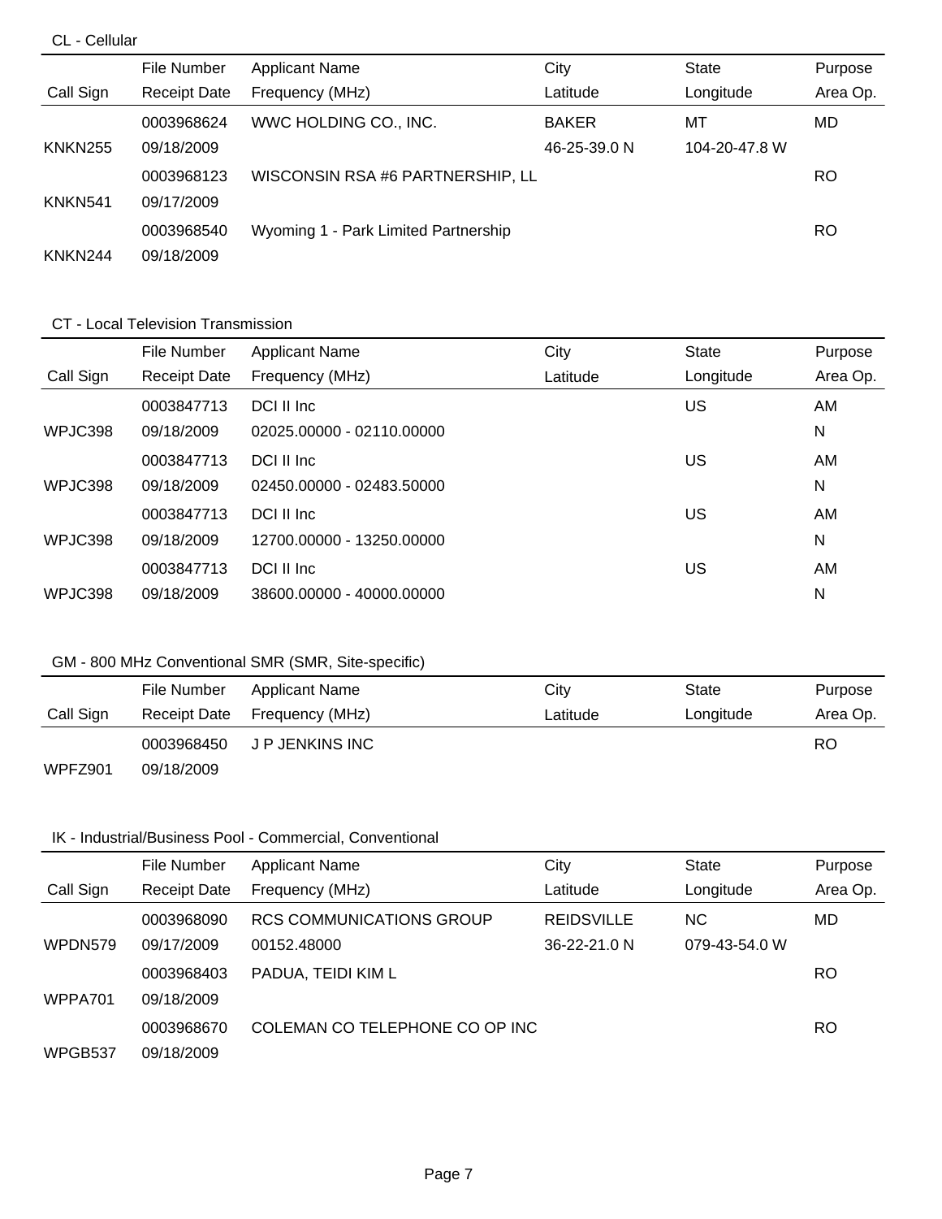## CL - Cellular

| Call Sign | File Number / Receipt Date | Applicant Name / Frequency (MHz) | City / Latitude | State / Longitude | Purpose / Area Op. |
|---|---|---|---|---|---|
| | 0003968624 | WWC HOLDING CO., INC. | BAKER | MT | MD |
| KNKN255 | 09/18/2009 | | 46-25-39.0 N | 104-20-47.8 W | |
| | 0003968123 | WISCONSIN RSA #6 PARTNERSHIP, LL | | | RO |
| KNKN541 | 09/17/2009 | | | | |
| | 0003968540 | Wyoming 1 - Park Limited Partnership | | | RO |
| KNKN244 | 09/18/2009 | | | | |

## CT - Local Television Transmission

| Call Sign | File Number / Receipt Date | Applicant Name / Frequency (MHz) | City / Latitude | State / Longitude | Purpose / Area Op. |
|---|---|---|---|---|---|
| | 0003847713 | DCI II Inc | | US | AM |
| WPJC398 | 09/18/2009 | 02025.00000 - 02110.00000 | | | N |
| | 0003847713 | DCI II Inc | | US | AM |
| WPJC398 | 09/18/2009 | 02450.00000 - 02483.50000 | | | N |
| | 0003847713 | DCI II Inc | | US | AM |
| WPJC398 | 09/18/2009 | 12700.00000 - 13250.00000 | | | N |
| | 0003847713 | DCI II Inc | | US | AM |
| WPJC398 | 09/18/2009 | 38600.00000 - 40000.00000 | | | N |

## GM - 800 MHz Conventional SMR (SMR, Site-specific)

| Call Sign | File Number / Receipt Date | Applicant Name / Frequency (MHz) | City / Latitude | State / Longitude | Purpose / Area Op. |
|---|---|---|---|---|---|
| | 0003968450 | J P JENKINS INC | | | RO |
| WPFZ901 | 09/18/2009 | | | | |

## IK - Industrial/Business Pool - Commercial, Conventional

| Call Sign | File Number / Receipt Date | Applicant Name / Frequency (MHz) | City / Latitude | State / Longitude | Purpose / Area Op. |
|---|---|---|---|---|---|
| | 0003968090 | RCS COMMUNICATIONS GROUP | REIDSVILLE | NC | MD |
| WPDN579 | 09/17/2009 | 00152.48000 | 36-22-21.0 N | 079-43-54.0 W | |
| | 0003968403 | PADUA, TEIDI KIM L | | | RO |
| WPPA701 | 09/18/2009 | | | | |
| | 0003968670 | COLEMAN CO TELEPHONE CO OP INC | | | RO |
| WPGB537 | 09/18/2009 | | | | |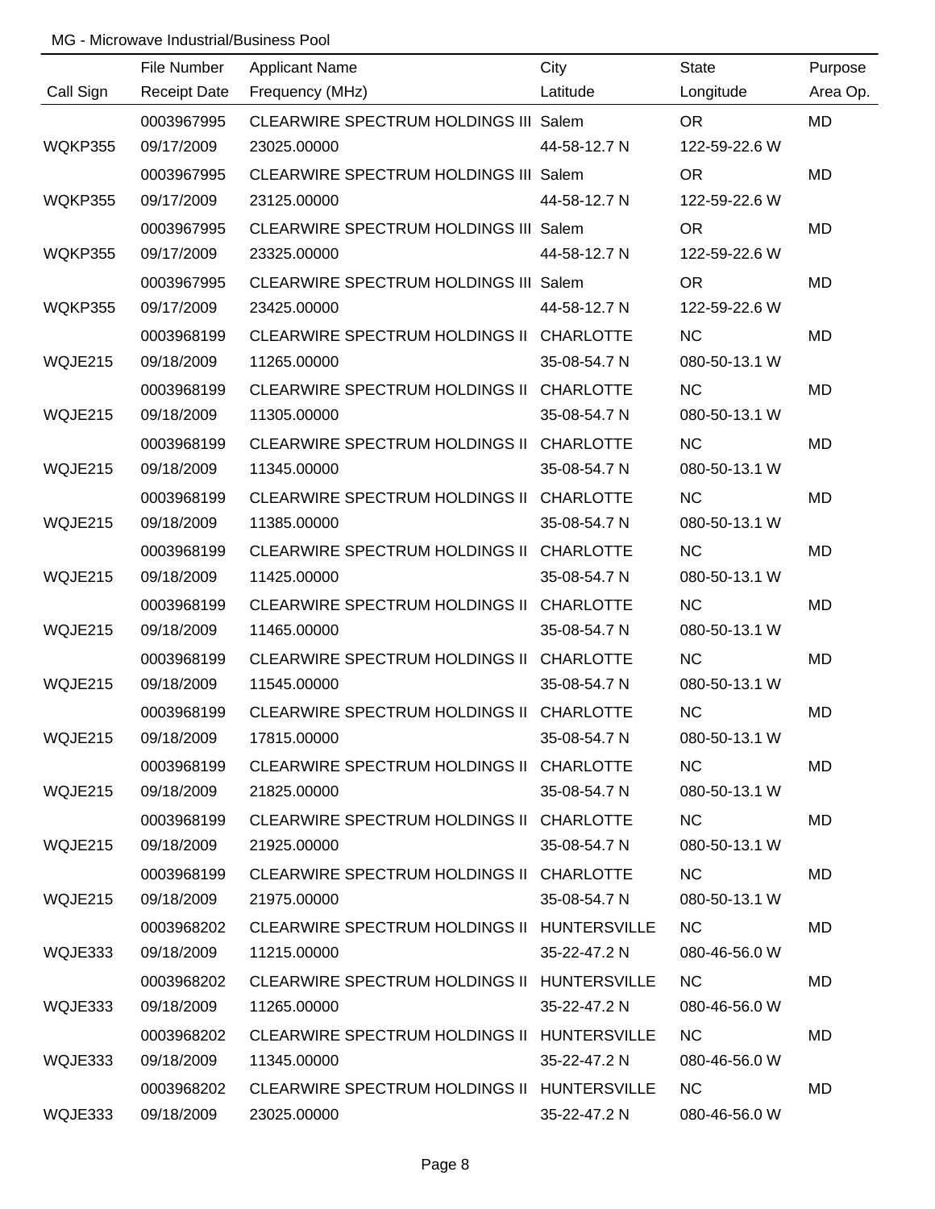MG - Microwave Industrial/Business Pool

| Call Sign | File Number / Receipt Date | Applicant Name / Frequency (MHz) | City / Latitude | State / Longitude | Purpose / Area Op. |
|---|---|---|---|---|---|
| WQKP355 | 0003967995 / 09/17/2009 | CLEARWIRE SPECTRUM HOLDINGS III / 23025.00000 | Salem / 44-58-12.7 N | OR / 122-59-22.6 W | MD |
| WQKP355 | 0003967995 / 09/17/2009 | CLEARWIRE SPECTRUM HOLDINGS III / 23125.00000 | Salem / 44-58-12.7 N | OR / 122-59-22.6 W | MD |
| WQKP355 | 0003967995 / 09/17/2009 | CLEARWIRE SPECTRUM HOLDINGS III / 23325.00000 | Salem / 44-58-12.7 N | OR / 122-59-22.6 W | MD |
| WQKP355 | 0003967995 / 09/17/2009 | CLEARWIRE SPECTRUM HOLDINGS III / 23425.00000 | Salem / 44-58-12.7 N | OR / 122-59-22.6 W | MD |
| WQJE215 | 0003968199 / 09/18/2009 | CLEARWIRE SPECTRUM HOLDINGS II / 11265.00000 | CHARLOTTE / 35-08-54.7 N | NC / 080-50-13.1 W | MD |
| WQJE215 | 0003968199 / 09/18/2009 | CLEARWIRE SPECTRUM HOLDINGS II / 11305.00000 | CHARLOTTE / 35-08-54.7 N | NC / 080-50-13.1 W | MD |
| WQJE215 | 0003968199 / 09/18/2009 | CLEARWIRE SPECTRUM HOLDINGS II / 11345.00000 | CHARLOTTE / 35-08-54.7 N | NC / 080-50-13.1 W | MD |
| WQJE215 | 0003968199 / 09/18/2009 | CLEARWIRE SPECTRUM HOLDINGS II / 11385.00000 | CHARLOTTE / 35-08-54.7 N | NC / 080-50-13.1 W | MD |
| WQJE215 | 0003968199 / 09/18/2009 | CLEARWIRE SPECTRUM HOLDINGS II / 11425.00000 | CHARLOTTE / 35-08-54.7 N | NC / 080-50-13.1 W | MD |
| WQJE215 | 0003968199 / 09/18/2009 | CLEARWIRE SPECTRUM HOLDINGS II / 11465.00000 | CHARLOTTE / 35-08-54.7 N | NC / 080-50-13.1 W | MD |
| WQJE215 | 0003968199 / 09/18/2009 | CLEARWIRE SPECTRUM HOLDINGS II / 11545.00000 | CHARLOTTE / 35-08-54.7 N | NC / 080-50-13.1 W | MD |
| WQJE215 | 0003968199 / 09/18/2009 | CLEARWIRE SPECTRUM HOLDINGS II / 17815.00000 | CHARLOTTE / 35-08-54.7 N | NC / 080-50-13.1 W | MD |
| WQJE215 | 0003968199 / 09/18/2009 | CLEARWIRE SPECTRUM HOLDINGS II / 21825.00000 | CHARLOTTE / 35-08-54.7 N | NC / 080-50-13.1 W | MD |
| WQJE215 | 0003968199 / 09/18/2009 | CLEARWIRE SPECTRUM HOLDINGS II / 21925.00000 | CHARLOTTE / 35-08-54.7 N | NC / 080-50-13.1 W | MD |
| WQJE215 | 0003968199 / 09/18/2009 | CLEARWIRE SPECTRUM HOLDINGS II / 21975.00000 | CHARLOTTE / 35-08-54.7 N | NC / 080-50-13.1 W | MD |
| WQJE333 | 0003968202 / 09/18/2009 | CLEARWIRE SPECTRUM HOLDINGS II / 11215.00000 | HUNTERSVILLE / 35-22-47.2 N | NC / 080-46-56.0 W | MD |
| WQJE333 | 0003968202 / 09/18/2009 | CLEARWIRE SPECTRUM HOLDINGS II / 11265.00000 | HUNTERSVILLE / 35-22-47.2 N | NC / 080-46-56.0 W | MD |
| WQJE333 | 0003968202 / 09/18/2009 | CLEARWIRE SPECTRUM HOLDINGS II / 11345.00000 | HUNTERSVILLE / 35-22-47.2 N | NC / 080-46-56.0 W | MD |
| WQJE333 | 0003968202 / 09/18/2009 | CLEARWIRE SPECTRUM HOLDINGS II / 23025.00000 | HUNTERSVILLE / 35-22-47.2 N | NC / 080-46-56.0 W | MD |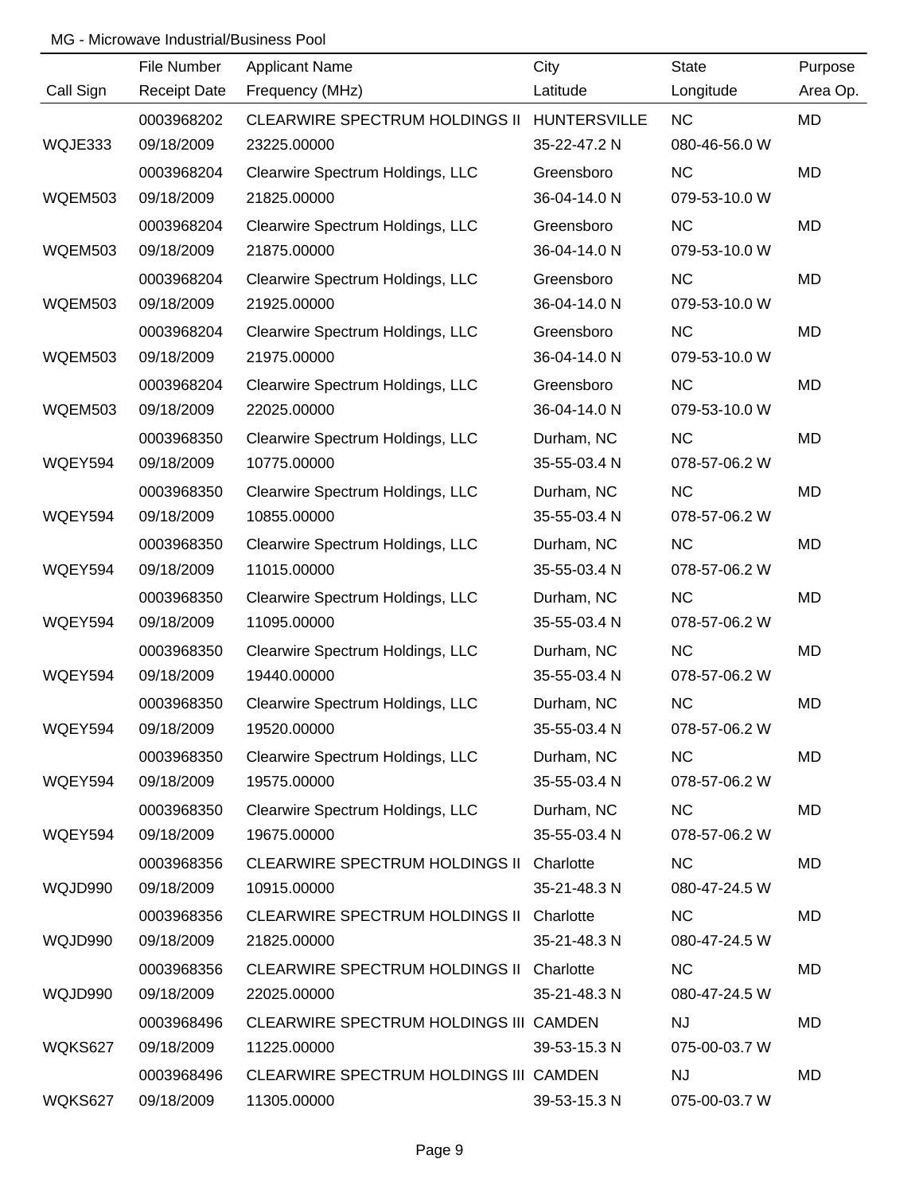MG - Microwave Industrial/Business Pool

| Call Sign | File Number<br>Receipt Date | Applicant Name<br>Frequency (MHz) | City<br>Latitude | State<br>Longitude | Purpose<br>Area Op. |
|---|---|---|---|---|---|
| WQJE333 | 0003968202<br>09/18/2009 | CLEARWIRE SPECTRUM HOLDINGS II<br>23225.00000 | HUNTERSVILLE<br>35-22-47.2 N | NC<br>080-46-56.0 W | MD |
| WQEM503 | 0003968204<br>09/18/2009 | Clearwire Spectrum Holdings, LLC<br>21825.00000 | Greensboro<br>36-04-14.0 N | NC<br>079-53-10.0 W | MD |
| WQEM503 | 0003968204<br>09/18/2009 | Clearwire Spectrum Holdings, LLC<br>21875.00000 | Greensboro<br>36-04-14.0 N | NC<br>079-53-10.0 W | MD |
| WQEM503 | 0003968204<br>09/18/2009 | Clearwire Spectrum Holdings, LLC<br>21925.00000 | Greensboro<br>36-04-14.0 N | NC<br>079-53-10.0 W | MD |
| WQEM503 | 0003968204<br>09/18/2009 | Clearwire Spectrum Holdings, LLC<br>21975.00000 | Greensboro<br>36-04-14.0 N | NC<br>079-53-10.0 W | MD |
| WQEM503 | 0003968204<br>09/18/2009 | Clearwire Spectrum Holdings, LLC<br>22025.00000 | Greensboro<br>36-04-14.0 N | NC<br>079-53-10.0 W | MD |
| WQEY594 | 0003968350<br>09/18/2009 | Clearwire Spectrum Holdings, LLC<br>10775.00000 | Durham, NC<br>35-55-03.4 N | NC<br>078-57-06.2 W | MD |
| WQEY594 | 0003968350<br>09/18/2009 | Clearwire Spectrum Holdings, LLC<br>10855.00000 | Durham, NC<br>35-55-03.4 N | NC<br>078-57-06.2 W | MD |
| WQEY594 | 0003968350<br>09/18/2009 | Clearwire Spectrum Holdings, LLC<br>11015.00000 | Durham, NC<br>35-55-03.4 N | NC<br>078-57-06.2 W | MD |
| WQEY594 | 0003968350<br>09/18/2009 | Clearwire Spectrum Holdings, LLC<br>11095.00000 | Durham, NC<br>35-55-03.4 N | NC<br>078-57-06.2 W | MD |
| WQEY594 | 0003968350<br>09/18/2009 | Clearwire Spectrum Holdings, LLC<br>19440.00000 | Durham, NC<br>35-55-03.4 N | NC<br>078-57-06.2 W | MD |
| WQEY594 | 0003968350<br>09/18/2009 | Clearwire Spectrum Holdings, LLC<br>19520.00000 | Durham, NC<br>35-55-03.4 N | NC<br>078-57-06.2 W | MD |
| WQEY594 | 0003968350<br>09/18/2009 | Clearwire Spectrum Holdings, LLC<br>19575.00000 | Durham, NC<br>35-55-03.4 N | NC<br>078-57-06.2 W | MD |
| WQEY594 | 0003968350<br>09/18/2009 | Clearwire Spectrum Holdings, LLC<br>19675.00000 | Durham, NC<br>35-55-03.4 N | NC<br>078-57-06.2 W | MD |
| WQJD990 | 0003968356<br>09/18/2009 | CLEARWIRE SPECTRUM HOLDINGS II<br>10915.00000 | Charlotte<br>35-21-48.3 N | NC<br>080-47-24.5 W | MD |
| WQJD990 | 0003968356<br>09/18/2009 | CLEARWIRE SPECTRUM HOLDINGS II<br>21825.00000 | Charlotte<br>35-21-48.3 N | NC<br>080-47-24.5 W | MD |
| WQJD990 | 0003968356<br>09/18/2009 | CLEARWIRE SPECTRUM HOLDINGS II<br>22025.00000 | Charlotte<br>35-21-48.3 N | NC<br>080-47-24.5 W | MD |
| WQKS627 | 0003968496<br>09/18/2009 | CLEARWIRE SPECTRUM HOLDINGS III<br>11225.00000 | CAMDEN<br>39-53-15.3 N | NJ<br>075-00-03.7 W | MD |
| WQKS627 | 0003968496<br>09/18/2009 | CLEARWIRE SPECTRUM HOLDINGS III<br>11305.00000 | CAMDEN<br>39-53-15.3 N | NJ<br>075-00-03.7 W | MD |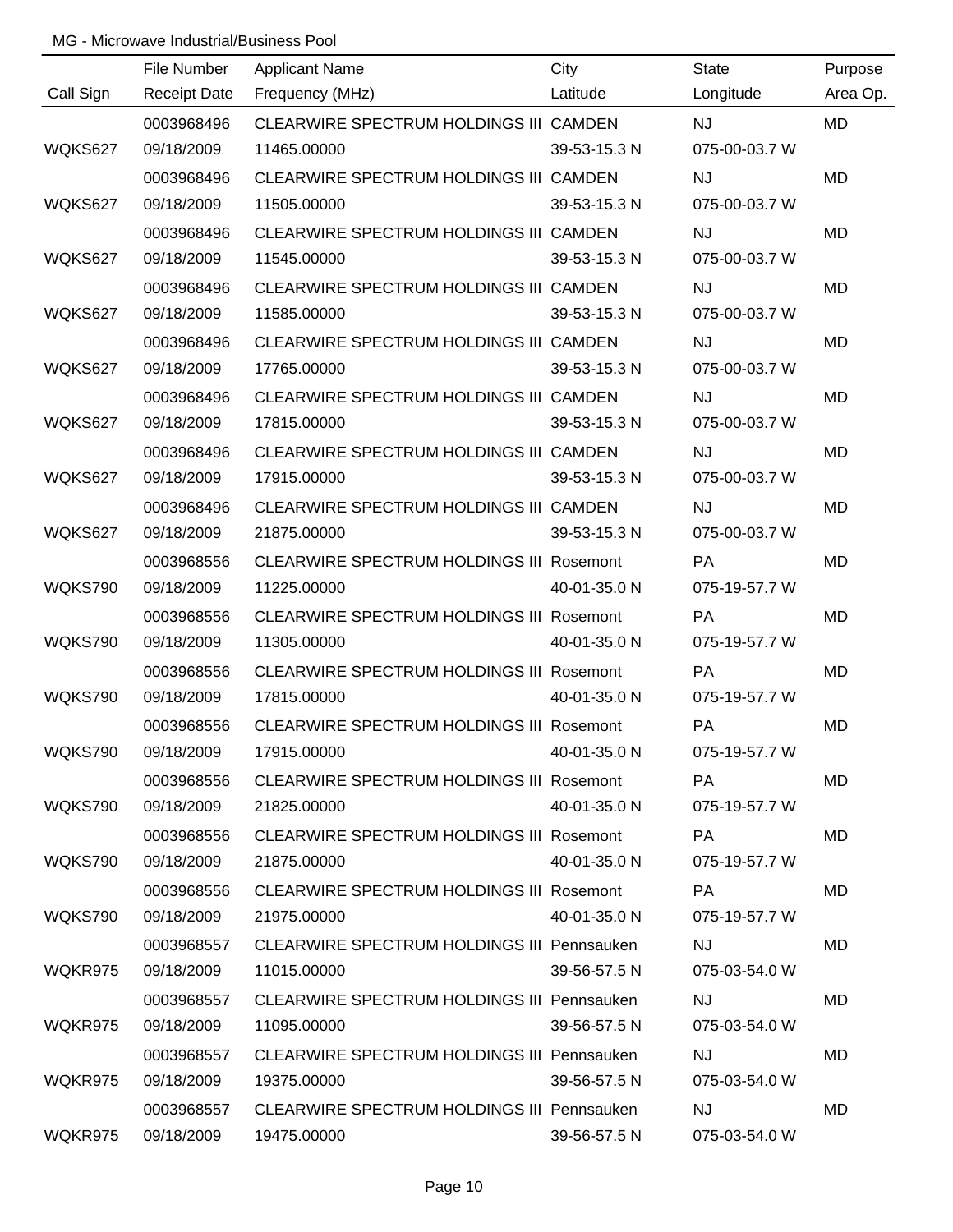MG - Microwave Industrial/Business Pool

| Call Sign | File Number<br>Receipt Date | Applicant Name<br>Frequency (MHz) | City<br>Latitude | State<br>Longitude | Purpose<br>Area Op. |
|---|---|---|---|---|---|
| WQKS627 | 0003968496<br>09/18/2009 | CLEARWIRE SPECTRUM HOLDINGS III<br>11465.00000 | CAMDEN<br>39-53-15.3 N | NJ<br>075-00-03.7 W | MD |
| WQKS627 | 0003968496<br>09/18/2009 | CLEARWIRE SPECTRUM HOLDINGS III<br>11505.00000 | CAMDEN<br>39-53-15.3 N | NJ<br>075-00-03.7 W | MD |
| WQKS627 | 0003968496<br>09/18/2009 | CLEARWIRE SPECTRUM HOLDINGS III<br>11545.00000 | CAMDEN<br>39-53-15.3 N | NJ<br>075-00-03.7 W | MD |
| WQKS627 | 0003968496<br>09/18/2009 | CLEARWIRE SPECTRUM HOLDINGS III<br>11585.00000 | CAMDEN<br>39-53-15.3 N | NJ<br>075-00-03.7 W | MD |
| WQKS627 | 0003968496<br>09/18/2009 | CLEARWIRE SPECTRUM HOLDINGS III<br>17765.00000 | CAMDEN<br>39-53-15.3 N | NJ<br>075-00-03.7 W | MD |
| WQKS627 | 0003968496<br>09/18/2009 | CLEARWIRE SPECTRUM HOLDINGS III<br>17815.00000 | CAMDEN<br>39-53-15.3 N | NJ<br>075-00-03.7 W | MD |
| WQKS627 | 0003968496<br>09/18/2009 | CLEARWIRE SPECTRUM HOLDINGS III<br>17915.00000 | CAMDEN<br>39-53-15.3 N | NJ<br>075-00-03.7 W | MD |
| WQKS627 | 0003968496<br>09/18/2009 | CLEARWIRE SPECTRUM HOLDINGS III<br>21875.00000 | CAMDEN<br>39-53-15.3 N | NJ<br>075-00-03.7 W | MD |
| WQKS790 | 0003968556<br>09/18/2009 | CLEARWIRE SPECTRUM HOLDINGS III<br>11225.00000 | Rosemont<br>40-01-35.0 N | PA<br>075-19-57.7 W | MD |
| WQKS790 | 0003968556<br>09/18/2009 | CLEARWIRE SPECTRUM HOLDINGS III<br>11305.00000 | Rosemont<br>40-01-35.0 N | PA<br>075-19-57.7 W | MD |
| WQKS790 | 0003968556<br>09/18/2009 | CLEARWIRE SPECTRUM HOLDINGS III<br>17815.00000 | Rosemont<br>40-01-35.0 N | PA<br>075-19-57.7 W | MD |
| WQKS790 | 0003968556<br>09/18/2009 | CLEARWIRE SPECTRUM HOLDINGS III<br>17915.00000 | Rosemont<br>40-01-35.0 N | PA<br>075-19-57.7 W | MD |
| WQKS790 | 0003968556<br>09/18/2009 | CLEARWIRE SPECTRUM HOLDINGS III<br>21825.00000 | Rosemont<br>40-01-35.0 N | PA<br>075-19-57.7 W | MD |
| WQKS790 | 0003968556<br>09/18/2009 | CLEARWIRE SPECTRUM HOLDINGS III<br>21875.00000 | Rosemont<br>40-01-35.0 N | PA<br>075-19-57.7 W | MD |
| WQKS790 | 0003968556<br>09/18/2009 | CLEARWIRE SPECTRUM HOLDINGS III<br>21975.00000 | Rosemont<br>40-01-35.0 N | PA<br>075-19-57.7 W | MD |
| WQKR975 | 0003968557<br>09/18/2009 | CLEARWIRE SPECTRUM HOLDINGS III<br>11015.00000 | Pennsauken<br>39-56-57.5 N | NJ<br>075-03-54.0 W | MD |
| WQKR975 | 0003968557<br>09/18/2009 | CLEARWIRE SPECTRUM HOLDINGS III<br>11095.00000 | Pennsauken<br>39-56-57.5 N | NJ<br>075-03-54.0 W | MD |
| WQKR975 | 0003968557<br>09/18/2009 | CLEARWIRE SPECTRUM HOLDINGS III<br>19375.00000 | Pennsauken<br>39-56-57.5 N | NJ<br>075-03-54.0 W | MD |
| WQKR975 | 0003968557<br>09/18/2009 | CLEARWIRE SPECTRUM HOLDINGS III<br>19475.00000 | Pennsauken<br>39-56-57.5 N | NJ<br>075-03-54.0 W | MD |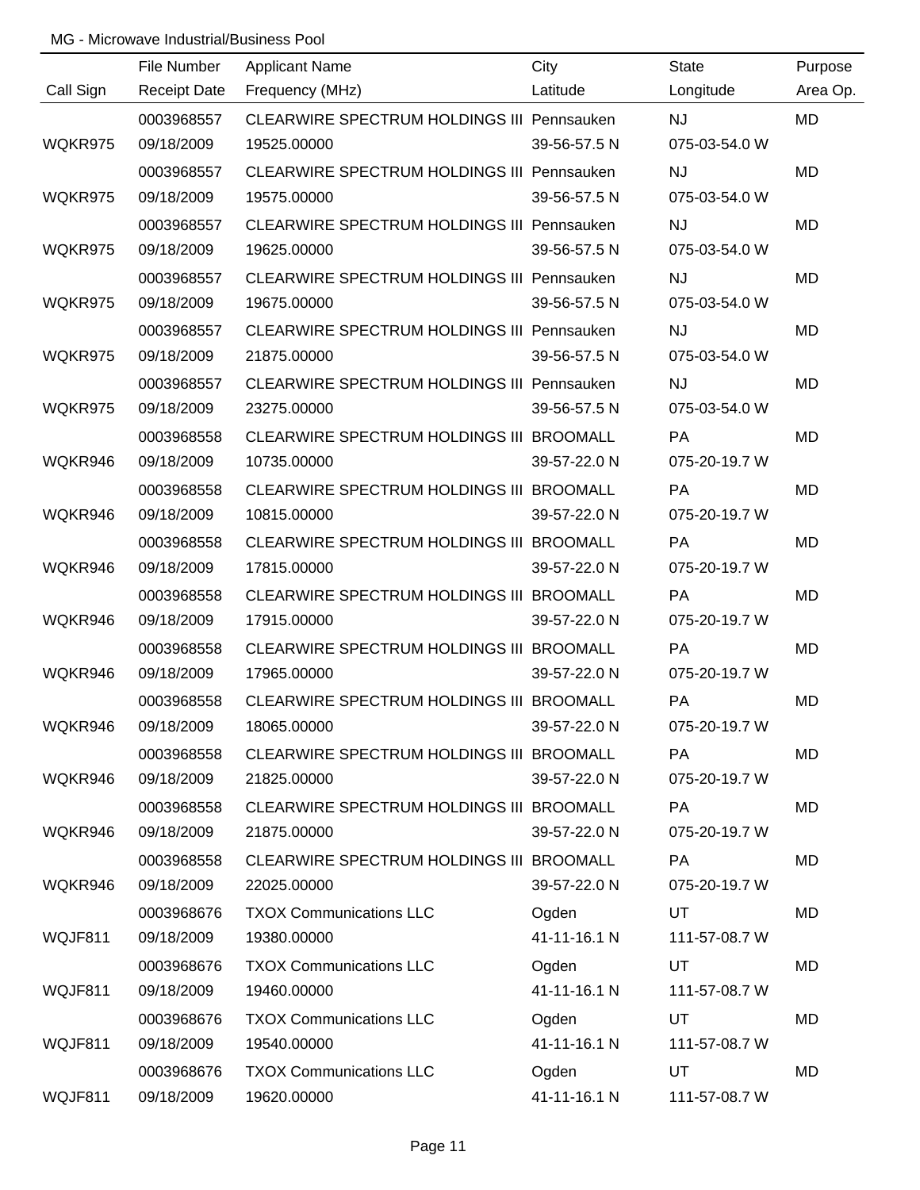MG - Microwave Industrial/Business Pool

| Call Sign | File Number / Receipt Date | Applicant Name / Frequency (MHz) | City / Latitude | State / Longitude | Purpose / Area Op. |
|---|---|---|---|---|---|
| | 0003968557 | CLEARWIRE SPECTRUM HOLDINGS III | Pennsauken | NJ | MD |
| WQKR975 | 09/18/2009 | 19525.00000 | 39-56-57.5 N | 075-03-54.0 W | |
| | 0003968557 | CLEARWIRE SPECTRUM HOLDINGS III | Pennsauken | NJ | MD |
| WQKR975 | 09/18/2009 | 19575.00000 | 39-56-57.5 N | 075-03-54.0 W | |
| | 0003968557 | CLEARWIRE SPECTRUM HOLDINGS III | Pennsauken | NJ | MD |
| WQKR975 | 09/18/2009 | 19625.00000 | 39-56-57.5 N | 075-03-54.0 W | |
| | 0003968557 | CLEARWIRE SPECTRUM HOLDINGS III | Pennsauken | NJ | MD |
| WQKR975 | 09/18/2009 | 19675.00000 | 39-56-57.5 N | 075-03-54.0 W | |
| | 0003968557 | CLEARWIRE SPECTRUM HOLDINGS III | Pennsauken | NJ | MD |
| WQKR975 | 09/18/2009 | 21875.00000 | 39-56-57.5 N | 075-03-54.0 W | |
| | 0003968557 | CLEARWIRE SPECTRUM HOLDINGS III | Pennsauken | NJ | MD |
| WQKR975 | 09/18/2009 | 23275.00000 | 39-56-57.5 N | 075-03-54.0 W | |
| | 0003968558 | CLEARWIRE SPECTRUM HOLDINGS III | BROOMALL | PA | MD |
| WQKR946 | 09/18/2009 | 10735.00000 | 39-57-22.0 N | 075-20-19.7 W | |
| | 0003968558 | CLEARWIRE SPECTRUM HOLDINGS III | BROOMALL | PA | MD |
| WQKR946 | 09/18/2009 | 10815.00000 | 39-57-22.0 N | 075-20-19.7 W | |
| | 0003968558 | CLEARWIRE SPECTRUM HOLDINGS III | BROOMALL | PA | MD |
| WQKR946 | 09/18/2009 | 17815.00000 | 39-57-22.0 N | 075-20-19.7 W | |
| | 0003968558 | CLEARWIRE SPECTRUM HOLDINGS III | BROOMALL | PA | MD |
| WQKR946 | 09/18/2009 | 17915.00000 | 39-57-22.0 N | 075-20-19.7 W | |
| | 0003968558 | CLEARWIRE SPECTRUM HOLDINGS III | BROOMALL | PA | MD |
| WQKR946 | 09/18/2009 | 17965.00000 | 39-57-22.0 N | 075-20-19.7 W | |
| | 0003968558 | CLEARWIRE SPECTRUM HOLDINGS III | BROOMALL | PA | MD |
| WQKR946 | 09/18/2009 | 18065.00000 | 39-57-22.0 N | 075-20-19.7 W | |
| | 0003968558 | CLEARWIRE SPECTRUM HOLDINGS III | BROOMALL | PA | MD |
| WQKR946 | 09/18/2009 | 21825.00000 | 39-57-22.0 N | 075-20-19.7 W | |
| | 0003968558 | CLEARWIRE SPECTRUM HOLDINGS III | BROOMALL | PA | MD |
| WQKR946 | 09/18/2009 | 21875.00000 | 39-57-22.0 N | 075-20-19.7 W | |
| | 0003968558 | CLEARWIRE SPECTRUM HOLDINGS III | BROOMALL | PA | MD |
| WQKR946 | 09/18/2009 | 22025.00000 | 39-57-22.0 N | 075-20-19.7 W | |
| | 0003968676 | TXOX Communications LLC | Ogden | UT | MD |
| WQJF811 | 09/18/2009 | 19380.00000 | 41-11-16.1 N | 111-57-08.7 W | |
| | 0003968676 | TXOX Communications LLC | Ogden | UT | MD |
| WQJF811 | 09/18/2009 | 19460.00000 | 41-11-16.1 N | 111-57-08.7 W | |
| | 0003968676 | TXOX Communications LLC | Ogden | UT | MD |
| WQJF811 | 09/18/2009 | 19540.00000 | 41-11-16.1 N | 111-57-08.7 W | |
| | 0003968676 | TXOX Communications LLC | Ogden | UT | MD |
| WQJF811 | 09/18/2009 | 19620.00000 | 41-11-16.1 N | 111-57-08.7 W | |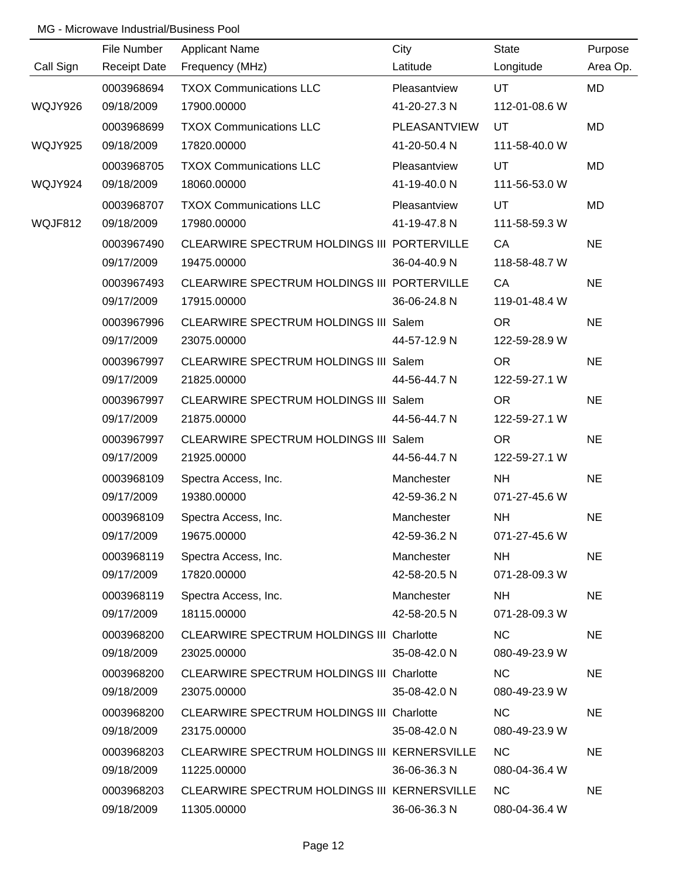MG - Microwave Industrial/Business Pool

| Call Sign | File Number<br>Receipt Date | Applicant Name<br>Frequency (MHz) | City<br>Latitude | State<br>Longitude | Purpose<br>Area Op. |
|---|---|---|---|---|---|
| WQJY926 | 0003968694<br>09/18/2009 | TXOX Communications LLC<br>17900.00000 | Pleasantview<br>41-20-27.3 N | UT<br>112-01-08.6 W | MD |
| WQJY925 | 0003968699<br>09/18/2009 | TXOX Communications LLC<br>17820.00000 | PLEASANTVIEW<br>41-20-50.4 N | UT<br>111-58-40.0 W | MD |
| WQJY924 | 0003968705<br>09/18/2009 | TXOX Communications LLC<br>18060.00000 | Pleasantview<br>41-19-40.0 N | UT<br>111-56-53.0 W | MD |
| WQJF812 | 0003968707<br>09/18/2009 | TXOX Communications LLC<br>17980.00000 | Pleasantview<br>41-19-47.8 N | UT<br>111-58-59.3 W | MD |
| | 0003967490<br>09/17/2009 | CLEARWIRE SPECTRUM HOLDINGS III<br>19475.00000 | PORTERVILLE<br>36-04-40.9 N | CA<br>118-58-48.7 W | NE |
| | 0003967493<br>09/17/2009 | CLEARWIRE SPECTRUM HOLDINGS III<br>17915.00000 | PORTERVILLE<br>36-06-24.8 N | CA<br>119-01-48.4 W | NE |
| | 0003967996<br>09/17/2009 | CLEARWIRE SPECTRUM HOLDINGS III<br>23075.00000 | Salem<br>44-57-12.9 N | OR<br>122-59-28.9 W | NE |
| | 0003967997<br>09/17/2009 | CLEARWIRE SPECTRUM HOLDINGS III<br>21825.00000 | Salem<br>44-56-44.7 N | OR<br>122-59-27.1 W | NE |
| | 0003967997<br>09/17/2009 | CLEARWIRE SPECTRUM HOLDINGS III<br>21875.00000 | Salem<br>44-56-44.7 N | OR<br>122-59-27.1 W | NE |
| | 0003967997<br>09/17/2009 | CLEARWIRE SPECTRUM HOLDINGS III<br>21925.00000 | Salem<br>44-56-44.7 N | OR<br>122-59-27.1 W | NE |
| | 0003968109<br>09/17/2009 | Spectra Access, Inc.<br>19380.00000 | Manchester<br>42-59-36.2 N | NH<br>071-27-45.6 W | NE |
| | 0003968109<br>09/17/2009 | Spectra Access, Inc.<br>19675.00000 | Manchester<br>42-59-36.2 N | NH<br>071-27-45.6 W | NE |
| | 0003968119<br>09/17/2009 | Spectra Access, Inc.<br>17820.00000 | Manchester<br>42-58-20.5 N | NH<br>071-28-09.3 W | NE |
| | 0003968119<br>09/17/2009 | Spectra Access, Inc.<br>18115.00000 | Manchester<br>42-58-20.5 N | NH<br>071-28-09.3 W | NE |
| | 0003968200<br>09/18/2009 | CLEARWIRE SPECTRUM HOLDINGS III<br>23025.00000 | Charlotte<br>35-08-42.0 N | NC<br>080-49-23.9 W | NE |
| | 0003968200<br>09/18/2009 | CLEARWIRE SPECTRUM HOLDINGS III<br>23075.00000 | Charlotte<br>35-08-42.0 N | NC<br>080-49-23.9 W | NE |
| | 0003968200<br>09/18/2009 | CLEARWIRE SPECTRUM HOLDINGS III<br>23175.00000 | Charlotte<br>35-08-42.0 N | NC<br>080-49-23.9 W | NE |
| | 0003968203<br>09/18/2009 | CLEARWIRE SPECTRUM HOLDINGS III<br>11225.00000 | KERNERSVILLE<br>36-06-36.3 N | NC<br>080-04-36.4 W | NE |
| | 0003968203<br>09/18/2009 | CLEARWIRE SPECTRUM HOLDINGS III<br>11305.00000 | KERNERSVILLE<br>36-06-36.3 N | NC<br>080-04-36.4 W | NE |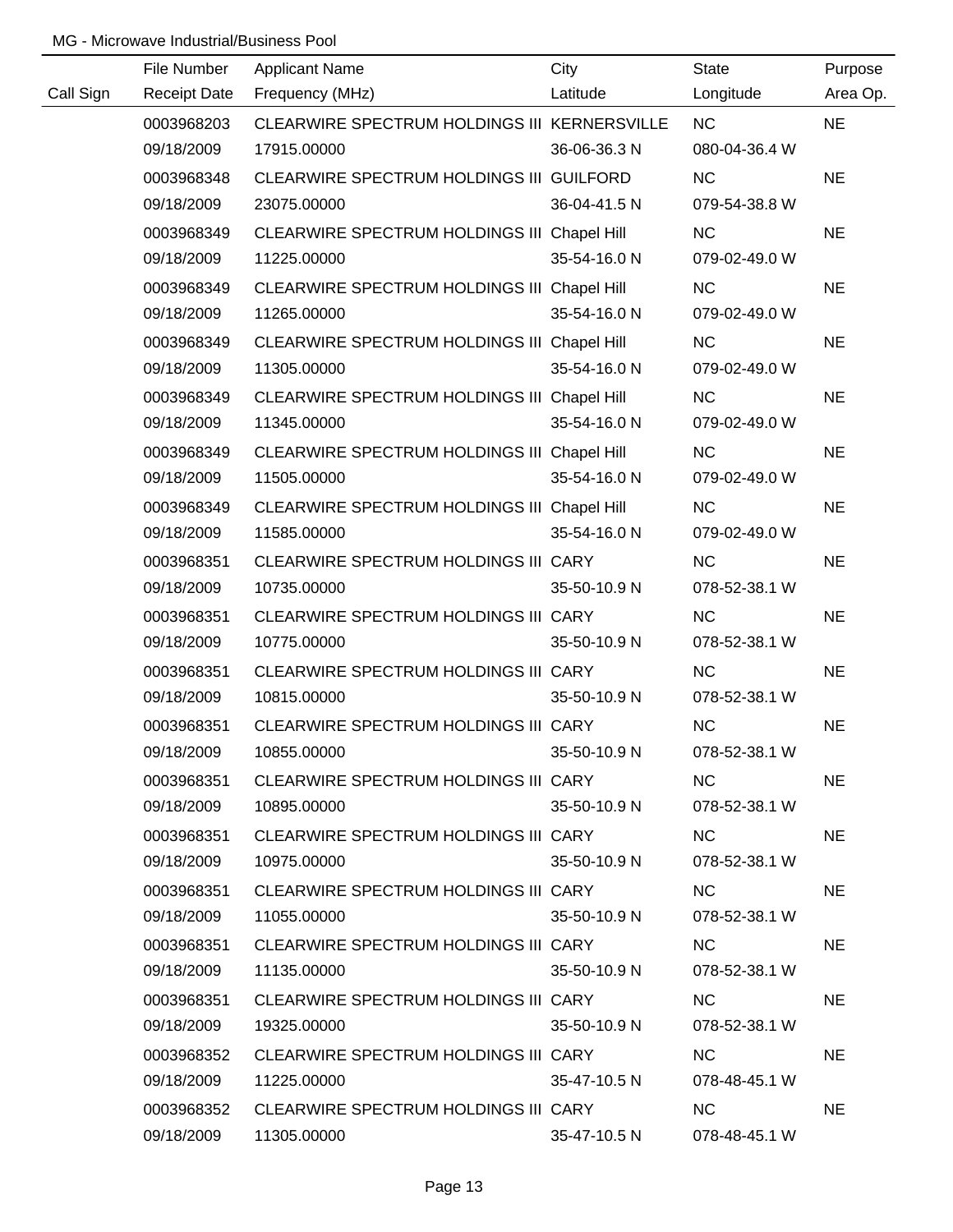MG - Microwave Industrial/Business Pool

| Call Sign | File Number<br>Receipt Date | Applicant Name<br>Frequency (MHz) | City<br>Latitude | State<br>Longitude | Purpose<br>Area Op. |
|---|---|---|---|---|---|
| | 0003968203<br>09/18/2009 | CLEARWIRE SPECTRUM HOLDINGS III<br>17915.00000 | KERNERSVILLE<br>36-06-36.3 N | NC<br>080-04-36.4 W | NE |
| | 0003968348<br>09/18/2009 | CLEARWIRE SPECTRUM HOLDINGS III<br>23075.00000 | GUILFORD<br>36-04-41.5 N | NC<br>079-54-38.8 W | NE |
| | 0003968349<br>09/18/2009 | CLEARWIRE SPECTRUM HOLDINGS III<br>11225.00000 | Chapel Hill<br>35-54-16.0 N | NC<br>079-02-49.0 W | NE |
| | 0003968349<br>09/18/2009 | CLEARWIRE SPECTRUM HOLDINGS III<br>11265.00000 | Chapel Hill<br>35-54-16.0 N | NC<br>079-02-49.0 W | NE |
| | 0003968349<br>09/18/2009 | CLEARWIRE SPECTRUM HOLDINGS III<br>11305.00000 | Chapel Hill<br>35-54-16.0 N | NC<br>079-02-49.0 W | NE |
| | 0003968349<br>09/18/2009 | CLEARWIRE SPECTRUM HOLDINGS III<br>11345.00000 | Chapel Hill<br>35-54-16.0 N | NC<br>079-02-49.0 W | NE |
| | 0003968349<br>09/18/2009 | CLEARWIRE SPECTRUM HOLDINGS III<br>11505.00000 | Chapel Hill<br>35-54-16.0 N | NC<br>079-02-49.0 W | NE |
| | 0003968349<br>09/18/2009 | CLEARWIRE SPECTRUM HOLDINGS III<br>11585.00000 | Chapel Hill<br>35-54-16.0 N | NC<br>079-02-49.0 W | NE |
| | 0003968351<br>09/18/2009 | CLEARWIRE SPECTRUM HOLDINGS III<br>10735.00000 | CARY<br>35-50-10.9 N | NC<br>078-52-38.1 W | NE |
| | 0003968351<br>09/18/2009 | CLEARWIRE SPECTRUM HOLDINGS III<br>10775.00000 | CARY<br>35-50-10.9 N | NC<br>078-52-38.1 W | NE |
| | 0003968351<br>09/18/2009 | CLEARWIRE SPECTRUM HOLDINGS III<br>10815.00000 | CARY<br>35-50-10.9 N | NC<br>078-52-38.1 W | NE |
| | 0003968351<br>09/18/2009 | CLEARWIRE SPECTRUM HOLDINGS III<br>10855.00000 | CARY<br>35-50-10.9 N | NC<br>078-52-38.1 W | NE |
| | 0003968351<br>09/18/2009 | CLEARWIRE SPECTRUM HOLDINGS III<br>10895.00000 | CARY<br>35-50-10.9 N | NC<br>078-52-38.1 W | NE |
| | 0003968351<br>09/18/2009 | CLEARWIRE SPECTRUM HOLDINGS III<br>10975.00000 | CARY<br>35-50-10.9 N | NC<br>078-52-38.1 W | NE |
| | 0003968351<br>09/18/2009 | CLEARWIRE SPECTRUM HOLDINGS III<br>11055.00000 | CARY<br>35-50-10.9 N | NC<br>078-52-38.1 W | NE |
| | 0003968351<br>09/18/2009 | CLEARWIRE SPECTRUM HOLDINGS III<br>11135.00000 | CARY<br>35-50-10.9 N | NC<br>078-52-38.1 W | NE |
| | 0003968351<br>09/18/2009 | CLEARWIRE SPECTRUM HOLDINGS III<br>19325.00000 | CARY<br>35-50-10.9 N | NC<br>078-52-38.1 W | NE |
| | 0003968352<br>09/18/2009 | CLEARWIRE SPECTRUM HOLDINGS III<br>11225.00000 | CARY<br>35-47-10.5 N | NC<br>078-48-45.1 W | NE |
| | 0003968352<br>09/18/2009 | CLEARWIRE SPECTRUM HOLDINGS III<br>11305.00000 | CARY<br>35-47-10.5 N | NC<br>078-48-45.1 W | NE |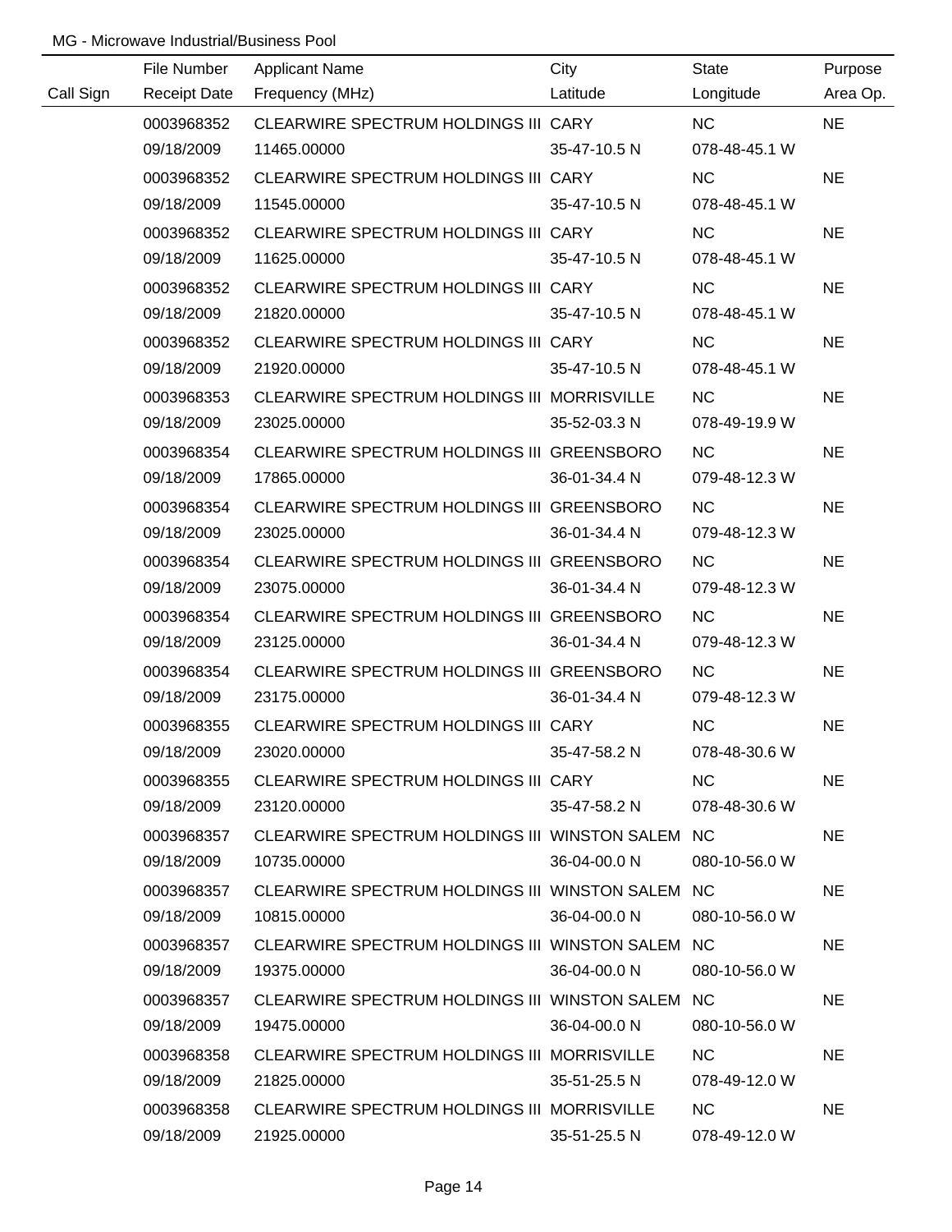MG - Microwave Industrial/Business Pool

| Call Sign | File Number<br>Receipt Date | Applicant Name<br>Frequency (MHz) | City<br>Latitude | State<br>Longitude | Purpose<br>Area Op. |
|---|---|---|---|---|---|
| | 0003968352<br>09/18/2009 | CLEARWIRE SPECTRUM HOLDINGS III<br>11465.00000 | CARY<br>35-47-10.5 N | NC<br>078-48-45.1 W | NE |
| | 0003968352<br>09/18/2009 | CLEARWIRE SPECTRUM HOLDINGS III<br>11545.00000 | CARY<br>35-47-10.5 N | NC<br>078-48-45.1 W | NE |
| | 0003968352<br>09/18/2009 | CLEARWIRE SPECTRUM HOLDINGS III<br>11625.00000 | CARY<br>35-47-10.5 N | NC<br>078-48-45.1 W | NE |
| | 0003968352<br>09/18/2009 | CLEARWIRE SPECTRUM HOLDINGS III<br>21820.00000 | CARY<br>35-47-10.5 N | NC<br>078-48-45.1 W | NE |
| | 0003968352<br>09/18/2009 | CLEARWIRE SPECTRUM HOLDINGS III<br>21920.00000 | CARY<br>35-47-10.5 N | NC<br>078-48-45.1 W | NE |
| | 0003968353<br>09/18/2009 | CLEARWIRE SPECTRUM HOLDINGS III<br>23025.00000 | MORRISVILLE<br>35-52-03.3 N | NC<br>078-49-19.9 W | NE |
| | 0003968354<br>09/18/2009 | CLEARWIRE SPECTRUM HOLDINGS III<br>17865.00000 | GREENSBORO<br>36-01-34.4 N | NC<br>079-48-12.3 W | NE |
| | 0003968354<br>09/18/2009 | CLEARWIRE SPECTRUM HOLDINGS III<br>23025.00000 | GREENSBORO<br>36-01-34.4 N | NC<br>079-48-12.3 W | NE |
| | 0003968354<br>09/18/2009 | CLEARWIRE SPECTRUM HOLDINGS III<br>23075.00000 | GREENSBORO<br>36-01-34.4 N | NC<br>079-48-12.3 W | NE |
| | 0003968354<br>09/18/2009 | CLEARWIRE SPECTRUM HOLDINGS III<br>23125.00000 | GREENSBORO<br>36-01-34.4 N | NC<br>079-48-12.3 W | NE |
| | 0003968354<br>09/18/2009 | CLEARWIRE SPECTRUM HOLDINGS III<br>23175.00000 | GREENSBORO<br>36-01-34.4 N | NC<br>079-48-12.3 W | NE |
| | 0003968355<br>09/18/2009 | CLEARWIRE SPECTRUM HOLDINGS III<br>23020.00000 | CARY<br>35-47-58.2 N | NC<br>078-48-30.6 W | NE |
| | 0003968355<br>09/18/2009 | CLEARWIRE SPECTRUM HOLDINGS III<br>23120.00000 | CARY<br>35-47-58.2 N | NC<br>078-48-30.6 W | NE |
| | 0003968357<br>09/18/2009 | CLEARWIRE SPECTRUM HOLDINGS III<br>10735.00000 | WINSTON SALEM<br>36-04-00.0 N | NC<br>080-10-56.0 W | NE |
| | 0003968357<br>09/18/2009 | CLEARWIRE SPECTRUM HOLDINGS III<br>10815.00000 | WINSTON SALEM<br>36-04-00.0 N | NC<br>080-10-56.0 W | NE |
| | 0003968357<br>09/18/2009 | CLEARWIRE SPECTRUM HOLDINGS III<br>19375.00000 | WINSTON SALEM<br>36-04-00.0 N | NC<br>080-10-56.0 W | NE |
| | 0003968357<br>09/18/2009 | CLEARWIRE SPECTRUM HOLDINGS III<br>19475.00000 | WINSTON SALEM<br>36-04-00.0 N | NC<br>080-10-56.0 W | NE |
| | 0003968358<br>09/18/2009 | CLEARWIRE SPECTRUM HOLDINGS III<br>21825.00000 | MORRISVILLE<br>35-51-25.5 N | NC<br>078-49-12.0 W | NE |
| | 0003968358<br>09/18/2009 | CLEARWIRE SPECTRUM HOLDINGS III<br>21925.00000 | MORRISVILLE<br>35-51-25.5 N | NC<br>078-49-12.0 W | NE |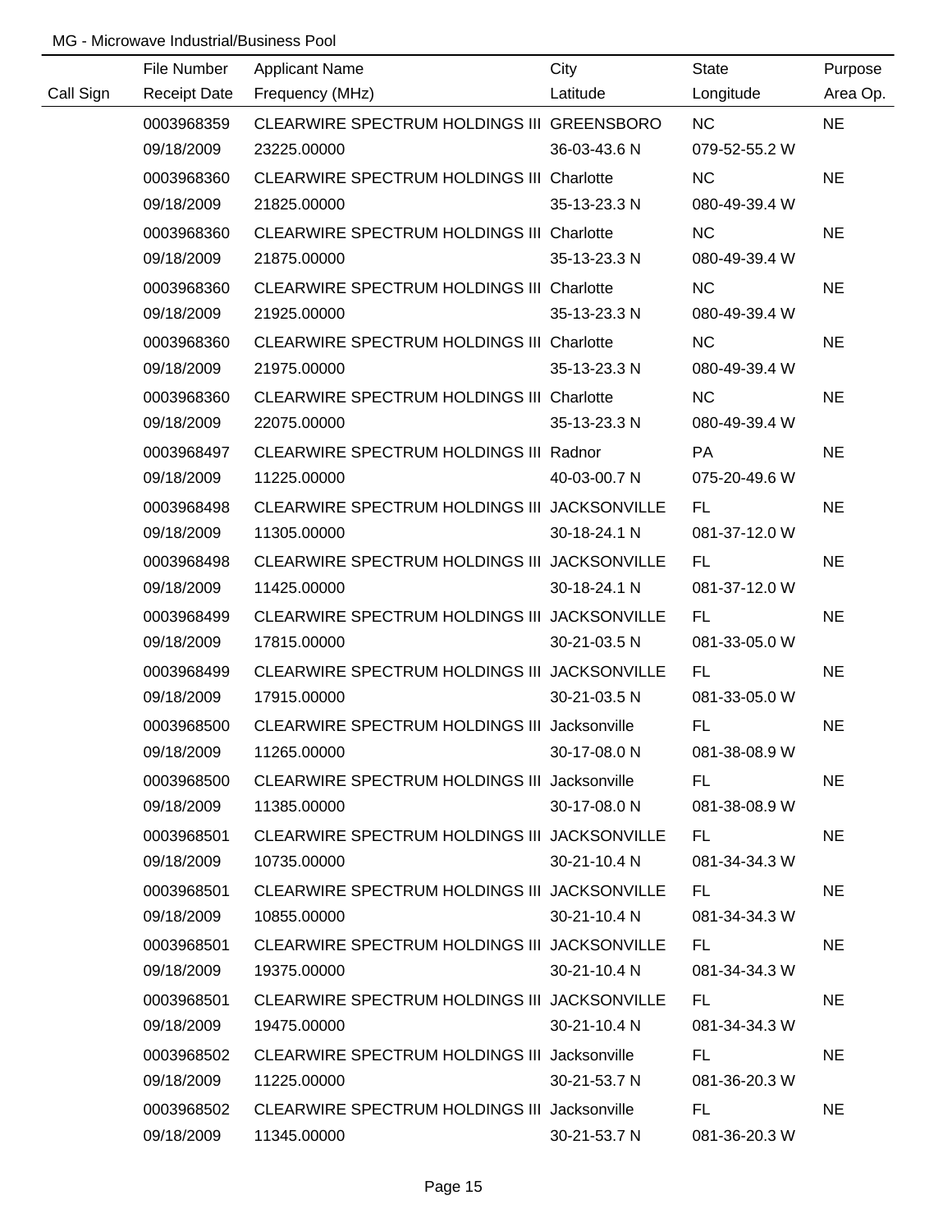MG - Microwave Industrial/Business Pool

| Call Sign | File Number / Receipt Date | Applicant Name / Frequency (MHz) | City / Latitude | State / Longitude | Purpose / Area Op. |
|---|---|---|---|---|---|
| | 0003968359 | CLEARWIRE SPECTRUM HOLDINGS III | GREENSBORO | NC | NE |
| | 09/18/2009 | 23225.00000 | 36-03-43.6 N | 079-52-55.2 W | |
| | 0003968360 | CLEARWIRE SPECTRUM HOLDINGS III | Charlotte | NC | NE |
| | 09/18/2009 | 21825.00000 | 35-13-23.3 N | 080-49-39.4 W | |
| | 0003968360 | CLEARWIRE SPECTRUM HOLDINGS III | Charlotte | NC | NE |
| | 09/18/2009 | 21875.00000 | 35-13-23.3 N | 080-49-39.4 W | |
| | 0003968360 | CLEARWIRE SPECTRUM HOLDINGS III | Charlotte | NC | NE |
| | 09/18/2009 | 21925.00000 | 35-13-23.3 N | 080-49-39.4 W | |
| | 0003968360 | CLEARWIRE SPECTRUM HOLDINGS III | Charlotte | NC | NE |
| | 09/18/2009 | 21975.00000 | 35-13-23.3 N | 080-49-39.4 W | |
| | 0003968360 | CLEARWIRE SPECTRUM HOLDINGS III | Charlotte | NC | NE |
| | 09/18/2009 | 22075.00000 | 35-13-23.3 N | 080-49-39.4 W | |
| | 0003968497 | CLEARWIRE SPECTRUM HOLDINGS III | Radnor | PA | NE |
| | 09/18/2009 | 11225.00000 | 40-03-00.7 N | 075-20-49.6 W | |
| | 0003968498 | CLEARWIRE SPECTRUM HOLDINGS III | JACKSONVILLE | FL | NE |
| | 09/18/2009 | 11305.00000 | 30-18-24.1 N | 081-37-12.0 W | |
| | 0003968498 | CLEARWIRE SPECTRUM HOLDINGS III | JACKSONVILLE | FL | NE |
| | 09/18/2009 | 11425.00000 | 30-18-24.1 N | 081-37-12.0 W | |
| | 0003968499 | CLEARWIRE SPECTRUM HOLDINGS III | JACKSONVILLE | FL | NE |
| | 09/18/2009 | 17815.00000 | 30-21-03.5 N | 081-33-05.0 W | |
| | 0003968499 | CLEARWIRE SPECTRUM HOLDINGS III | JACKSONVILLE | FL | NE |
| | 09/18/2009 | 17915.00000 | 30-21-03.5 N | 081-33-05.0 W | |
| | 0003968500 | CLEARWIRE SPECTRUM HOLDINGS III | Jacksonville | FL | NE |
| | 09/18/2009 | 11265.00000 | 30-17-08.0 N | 081-38-08.9 W | |
| | 0003968500 | CLEARWIRE SPECTRUM HOLDINGS III | Jacksonville | FL | NE |
| | 09/18/2009 | 11385.00000 | 30-17-08.0 N | 081-38-08.9 W | |
| | 0003968501 | CLEARWIRE SPECTRUM HOLDINGS III | JACKSONVILLE | FL | NE |
| | 09/18/2009 | 10735.00000 | 30-21-10.4 N | 081-34-34.3 W | |
| | 0003968501 | CLEARWIRE SPECTRUM HOLDINGS III | JACKSONVILLE | FL | NE |
| | 09/18/2009 | 10855.00000 | 30-21-10.4 N | 081-34-34.3 W | |
| | 0003968501 | CLEARWIRE SPECTRUM HOLDINGS III | JACKSONVILLE | FL | NE |
| | 09/18/2009 | 19375.00000 | 30-21-10.4 N | 081-34-34.3 W | |
| | 0003968501 | CLEARWIRE SPECTRUM HOLDINGS III | JACKSONVILLE | FL | NE |
| | 09/18/2009 | 19475.00000 | 30-21-10.4 N | 081-34-34.3 W | |
| | 0003968502 | CLEARWIRE SPECTRUM HOLDINGS III | Jacksonville | FL | NE |
| | 09/18/2009 | 11225.00000 | 30-21-53.7 N | 081-36-20.3 W | |
| | 0003968502 | CLEARWIRE SPECTRUM HOLDINGS III | Jacksonville | FL | NE |
| | 09/18/2009 | 11345.00000 | 30-21-53.7 N | 081-36-20.3 W | |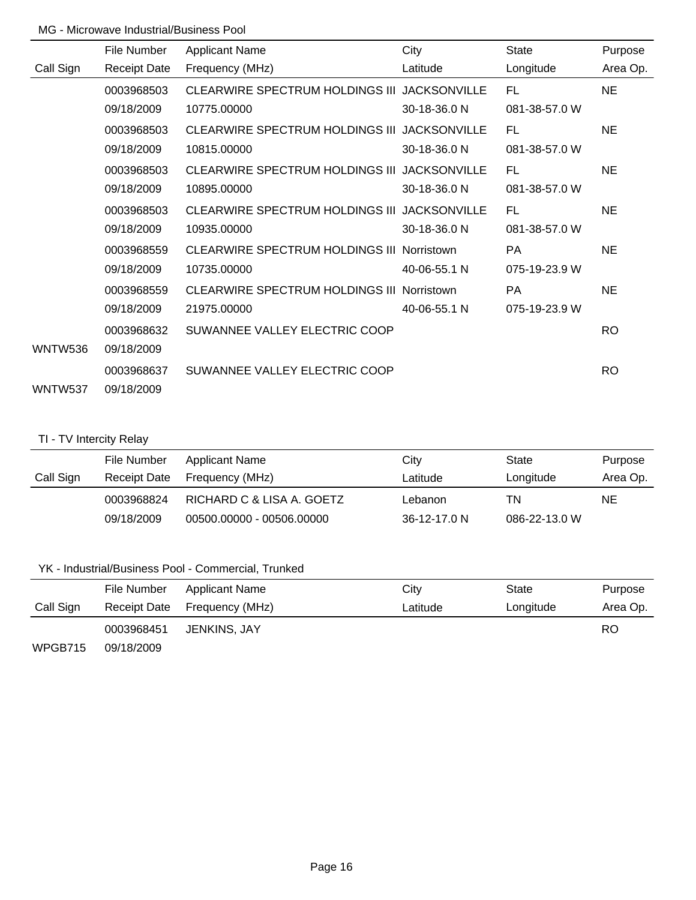MG - Microwave Industrial/Business Pool

| Call Sign | File Number<br>Receipt Date | Applicant Name<br>Frequency (MHz) | City<br>Latitude | State<br>Longitude | Purpose<br>Area Op. |
|---|---|---|---|---|---|
| | 0003968503<br>09/18/2009 | CLEARWIRE SPECTRUM HOLDINGS III<br>10775.00000 | JACKSONVILLE<br>30-18-36.0 N | FL<br>081-38-57.0 W | NE |
| | 0003968503<br>09/18/2009 | CLEARWIRE SPECTRUM HOLDINGS III<br>10815.00000 | JACKSONVILLE<br>30-18-36.0 N | FL<br>081-38-57.0 W | NE |
| | 0003968503<br>09/18/2009 | CLEARWIRE SPECTRUM HOLDINGS III<br>10895.00000 | JACKSONVILLE<br>30-18-36.0 N | FL<br>081-38-57.0 W | NE |
| | 0003968503<br>09/18/2009 | CLEARWIRE SPECTRUM HOLDINGS III<br>10935.00000 | JACKSONVILLE<br>30-18-36.0 N | FL<br>081-38-57.0 W | NE |
| | 0003968559<br>09/18/2009 | CLEARWIRE SPECTRUM HOLDINGS III<br>10735.00000 | Norristown<br>40-06-55.1 N | PA<br>075-19-23.9 W | NE |
| | 0003968559<br>09/18/2009 | CLEARWIRE SPECTRUM HOLDINGS III<br>21975.00000 | Norristown<br>40-06-55.1 N | PA<br>075-19-23.9 W | NE |
| WNTW536 | 0003968632<br>09/18/2009 | SUWANNEE VALLEY ELECTRIC COOP | | | RO |
| WNTW537 | 0003968637<br>09/18/2009 | SUWANNEE VALLEY ELECTRIC COOP | | | RO |

TI - TV Intercity Relay

| Call Sign | File Number<br>Receipt Date | Applicant Name<br>Frequency (MHz) | City<br>Latitude | State<br>Longitude | Purpose<br>Area Op. |
|---|---|---|---|---|---|
| | 0003968824<br>09/18/2009 | RICHARD C & LISA A. GOETZ<br>00500.00000 - 00506.00000 | Lebanon<br>36-12-17.0 N | TN<br>086-22-13.0 W | NE |

YK - Industrial/Business Pool - Commercial, Trunked

| Call Sign | File Number<br>Receipt Date | Applicant Name<br>Frequency (MHz) | City<br>Latitude | State<br>Longitude | Purpose<br>Area Op. |
|---|---|---|---|---|---|
| WPGB715 | 0003968451<br>09/18/2009 | JENKINS, JAY | | | RO |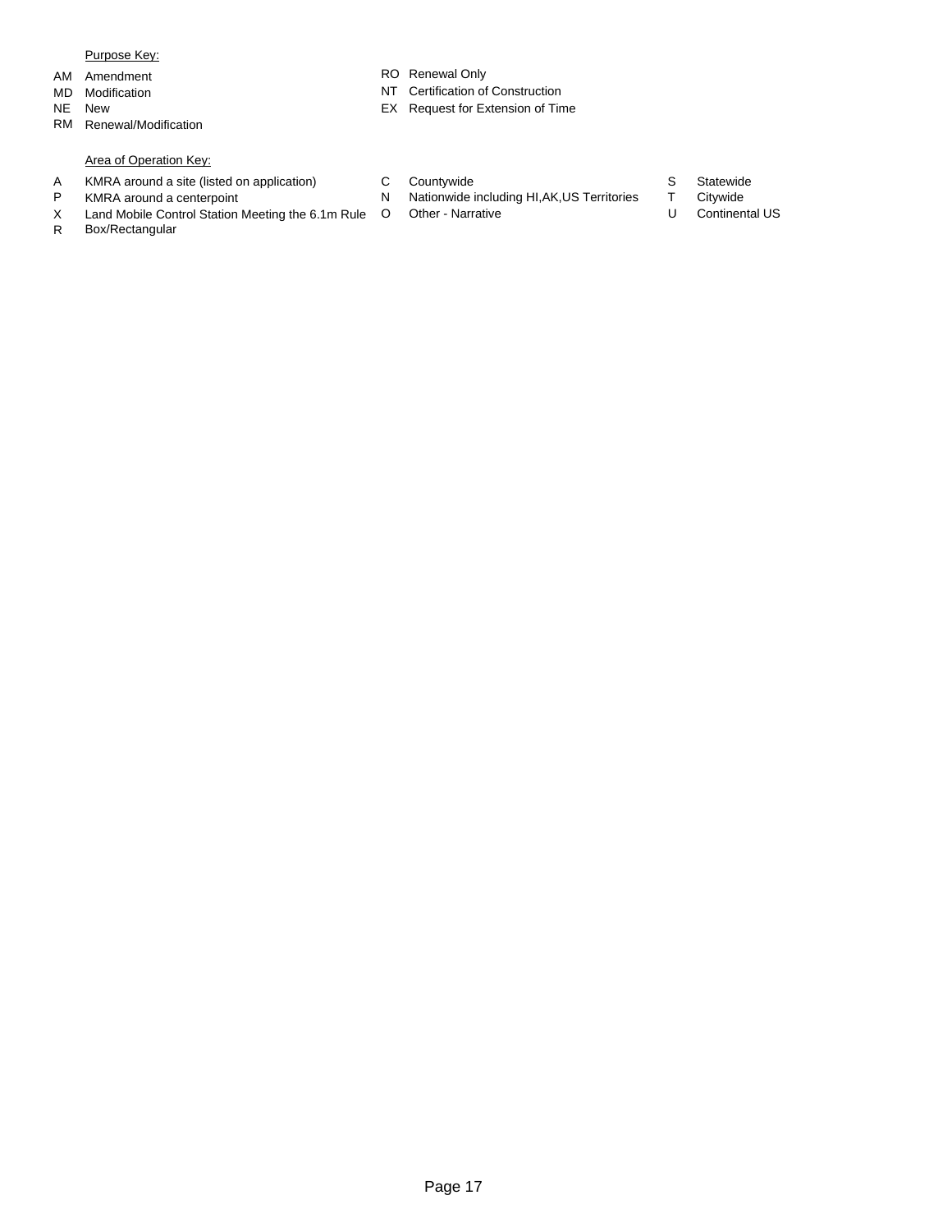Purpose Key:

| | | | |
|---|---|---|---|
| AM | Amendment | RO | Renewal Only |
| MD | Modification | NT | Certification of Construction |
| NE | New | EX | Request for Extension of Time |
| RM | Renewal/Modification | | |

Area of Operation Key:

| | | | | | |
|---|---|---|---|---|---|
| A | KMRA around a site (listed on application) | C | Countywide | S | Statewide |
| P | KMRA around a centerpoint | N | Nationwide including HI,AK,US Territories | T | Citywide |
| X | Land Mobile Control Station Meeting the 6.1m Rule | O | Other - Narrative | U | Continental US |
| R | Box/Rectangular | | | | |